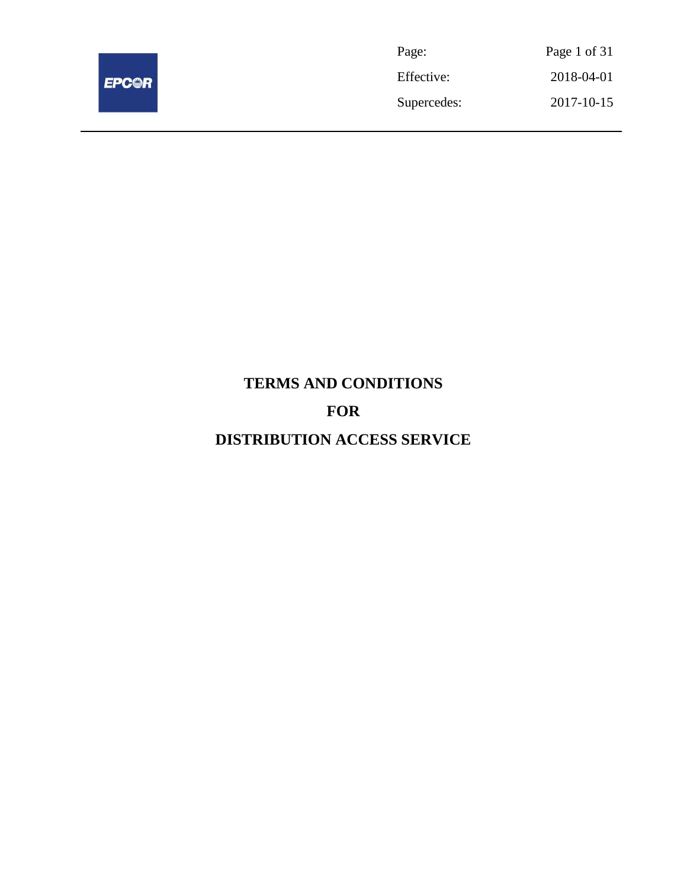# TERMS AND CONDITIONS

# FOR

# DISTRIBUTION ACCESS SERVICE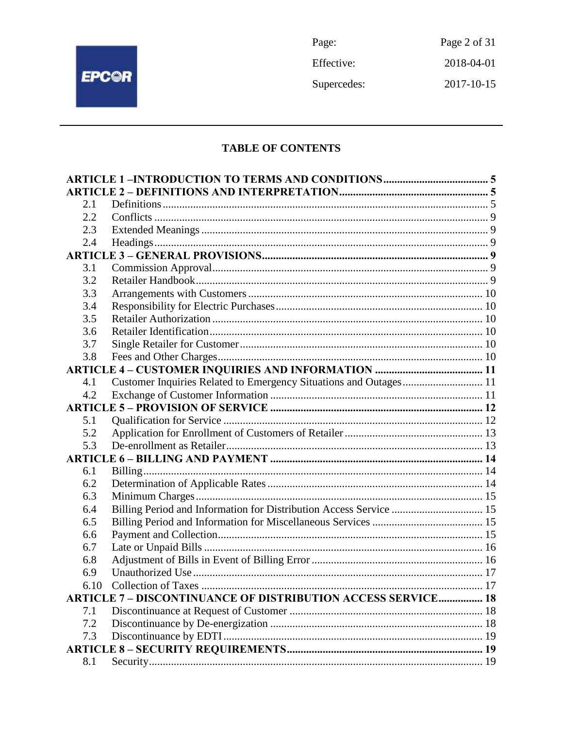## TABLE OF CONTENTS

| | | |
|---|---|---|
| **ARTICLE 1 –INTRODUCTION TO TERMS AND CONDITIONS** | | **5** |
| **ARTICLE 2 – DEFINITIONS AND INTERPRETATION** | | **5** |
| 2.1 | Definitions | 5 |
| 2.2 | Conflicts | 9 |
| 2.3 | Extended Meanings | 9 |
| 2.4 | Headings | 9 |
| **ARTICLE 3 – GENERAL PROVISIONS** | | **9** |
| 3.1 | Commission Approval | 9 |
| 3.2 | Retailer Handbook | 9 |
| 3.3 | Arrangements with Customers | 10 |
| 3.4 | Responsibility for Electric Purchases | 10 |
| 3.5 | Retailer Authorization | 10 |
| 3.6 | Retailer Identification | 10 |
| 3.7 | Single Retailer for Customer | 10 |
| 3.8 | Fees and Other Charges | 10 |
| **ARTICLE 4 – CUSTOMER INQUIRIES AND INFORMATION** | | **11** |
| 4.1 | Customer Inquiries Related to Emergency Situations and Outages | 11 |
| 4.2 | Exchange of Customer Information | 11 |
| **ARTICLE 5 – PROVISION OF SERVICE** | | **12** |
| 5.1 | Qualification for Service | 12 |
| 5.2 | Application for Enrollment of Customers of Retailer | 13 |
| 5.3 | De-enrollment as Retailer | 13 |
| **ARTICLE 6 – BILLING AND PAYMENT** | | **14** |
| 6.1 | Billing | 14 |
| 6.2 | Determination of Applicable Rates | 14 |
| 6.3 | Minimum Charges | 15 |
| 6.4 | Billing Period and Information for Distribution Access Service | 15 |
| 6.5 | Billing Period and Information for Miscellaneous Services | 15 |
| 6.6 | Payment and Collection | 15 |
| 6.7 | Late or Unpaid Bills | 16 |
| 6.8 | Adjustment of Bills in Event of Billing Error | 16 |
| 6.9 | Unauthorized Use | 17 |
| 6.10 | Collection of Taxes | 17 |
| **ARTICLE 7 – DISCONTINUANCE OF DISTRIBUTION ACCESS SERVICE** | | **18** |
| 7.1 | Discontinuance at Request of Customer | 18 |
| 7.2 | Discontinuance by De-energization | 18 |
| 7.3 | Discontinuance by EDTI | 19 |
| **ARTICLE 8 – SECURITY REQUIREMENTS** | | **19** |
| 8.1 | Security | 19 |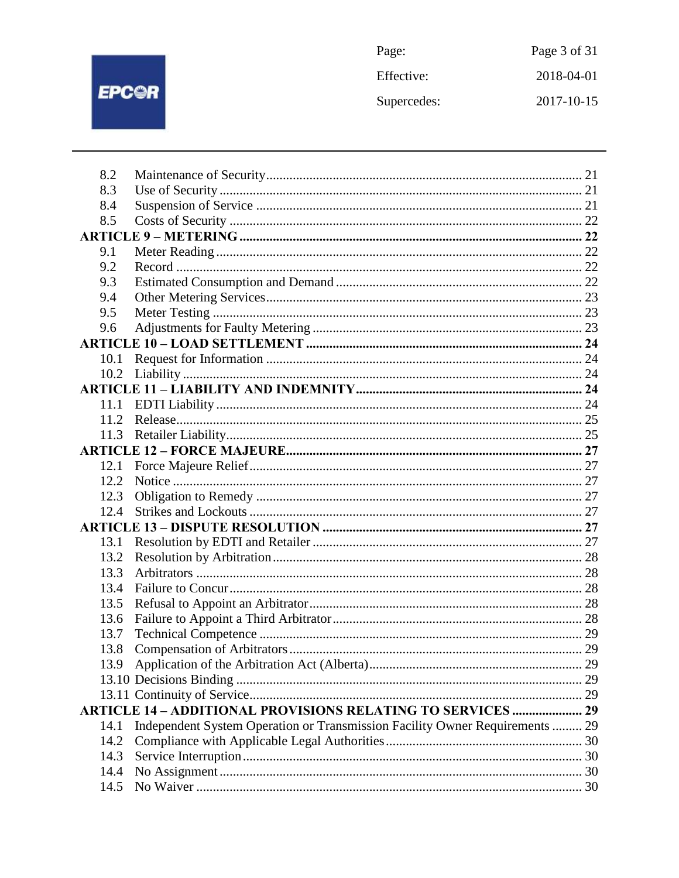| | | |
|---|---|---|
| 8.2 | Maintenance of Security | 21 |
| 8.3 | Use of Security | 21 |
| 8.4 | Suspension of Service | 21 |
| 8.5 | Costs of Security | 22 |
| **ARTICLE 9 – METERING** | | **22** |
| 9.1 | Meter Reading | 22 |
| 9.2 | Record | 22 |
| 9.3 | Estimated Consumption and Demand | 22 |
| 9.4 | Other Metering Services | 23 |
| 9.5 | Meter Testing | 23 |
| 9.6 | Adjustments for Faulty Metering | 23 |
| **ARTICLE 10 – LOAD SETTLEMENT** | | **24** |
| 10.1 | Request for Information | 24 |
| 10.2 | Liability | 24 |
| **ARTICLE 11 – LIABILITY AND INDEMNITY** | | **24** |
| 11.1 | EDTI Liability | 24 |
| 11.2 | Release | 25 |
| 11.3 | Retailer Liability | 25 |
| **ARTICLE 12 – FORCE MAJEURE** | | **27** |
| 12.1 | Force Majeure Relief | 27 |
| 12.2 | Notice | 27 |
| 12.3 | Obligation to Remedy | 27 |
| 12.4 | Strikes and Lockouts | 27 |
| **ARTICLE 13 – DISPUTE RESOLUTION** | | **27** |
| 13.1 | Resolution by EDTI and Retailer | 27 |
| 13.2 | Resolution by Arbitration | 28 |
| 13.3 | Arbitrators | 28 |
| 13.4 | Failure to Concur | 28 |
| 13.5 | Refusal to Appoint an Arbitrator | 28 |
| 13.6 | Failure to Appoint a Third Arbitrator | 28 |
| 13.7 | Technical Competence | 29 |
| 13.8 | Compensation of Arbitrators | 29 |
| 13.9 | Application of the Arbitration Act (Alberta) | 29 |
| 13.10 | Decisions Binding | 29 |
| 13.11 | Continuity of Service | 29 |
| **ARTICLE 14 – ADDITIONAL PROVISIONS RELATING TO SERVICES** | | **29** |
| 14.1 | Independent System Operation or Transmission Facility Owner Requirements | 29 |
| 14.2 | Compliance with Applicable Legal Authorities | 30 |
| 14.3 | Service Interruption | 30 |
| 14.4 | No Assignment | 30 |
| 14.5 | No Waiver | 30 |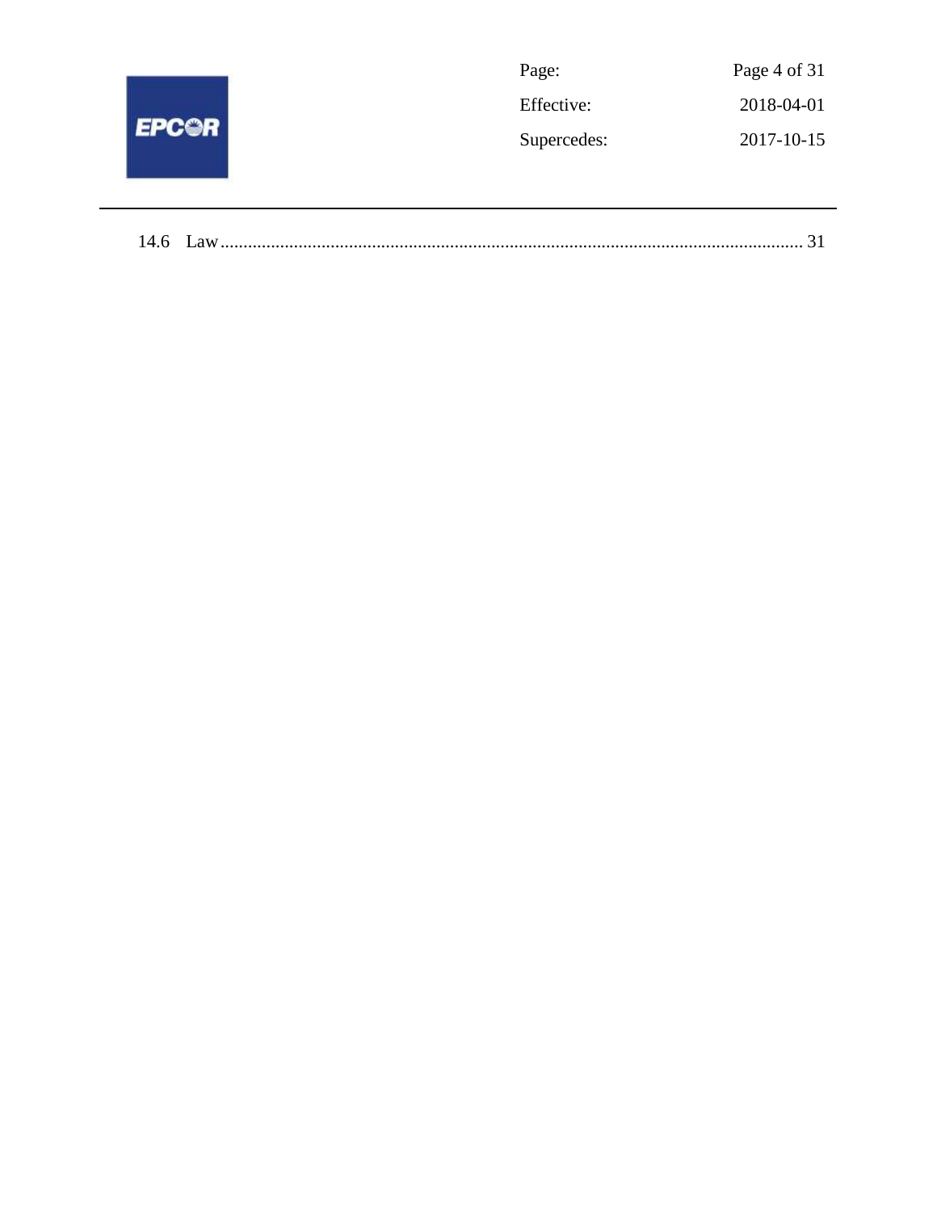14.6 Law ........................................................................................................................ 31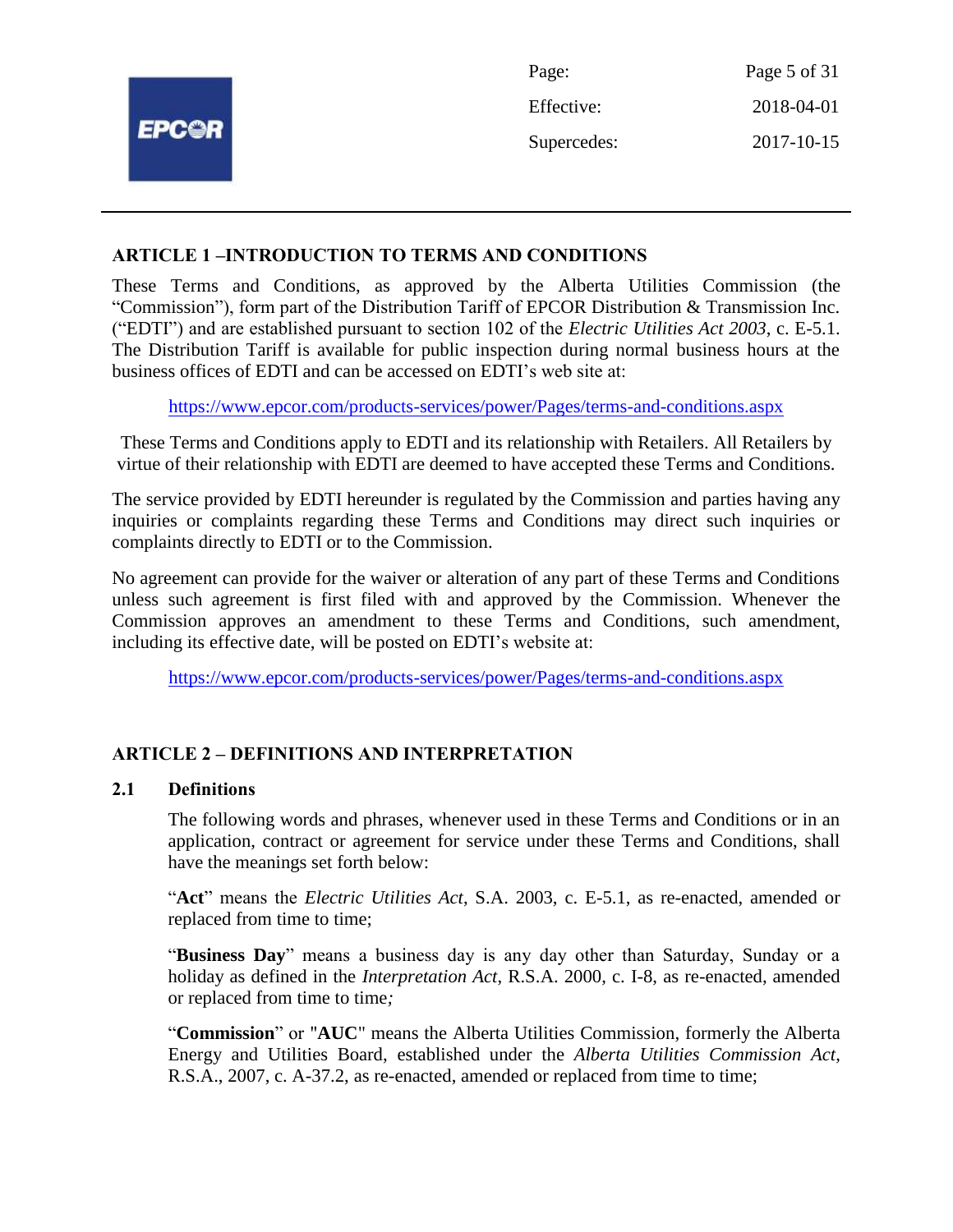## ARTICLE 1 –INTRODUCTION TO TERMS AND CONDITIONS

These Terms and Conditions, as approved by the Alberta Utilities Commission (the "Commission"), form part of the Distribution Tariff of EPCOR Distribution & Transmission Inc. ("EDTI") and are established pursuant to section 102 of the *Electric Utilities Act 2003*, c. E-5.1. The Distribution Tariff is available for public inspection during normal business hours at the business offices of EDTI and can be accessed on EDTI's web site at:

https://www.epcor.com/products-services/power/Pages/terms-and-conditions.aspx

These Terms and Conditions apply to EDTI and its relationship with Retailers. All Retailers by virtue of their relationship with EDTI are deemed to have accepted these Terms and Conditions.

The service provided by EDTI hereunder is regulated by the Commission and parties having any inquiries or complaints regarding these Terms and Conditions may direct such inquiries or complaints directly to EDTI or to the Commission.

No agreement can provide for the waiver or alteration of any part of these Terms and Conditions unless such agreement is first filed with and approved by the Commission. Whenever the Commission approves an amendment to these Terms and Conditions, such amendment, including its effective date, will be posted on EDTI's website at:

https://www.epcor.com/products-services/power/Pages/terms-and-conditions.aspx

## ARTICLE 2 – DEFINITIONS AND INTERPRETATION

### 2.1 Definitions

The following words and phrases, whenever used in these Terms and Conditions or in an application, contract or agreement for service under these Terms and Conditions, shall have the meanings set forth below:

"**Act**" means the *Electric Utilities Act*, S.A. 2003, c. E-5.1, as re-enacted, amended or replaced from time to time;

"**Business Day**" means a business day is any day other than Saturday, Sunday or a holiday as defined in the *Interpretation Act*, R.S.A. 2000, c. I-8, as re-enacted, amended or replaced from time to time*;*

"**Commission**" or "**AUC**" means the Alberta Utilities Commission, formerly the Alberta Energy and Utilities Board, established under the *Alberta Utilities Commission Act*, R.S.A., 2007, c. A-37.2, as re-enacted, amended or replaced from time to time;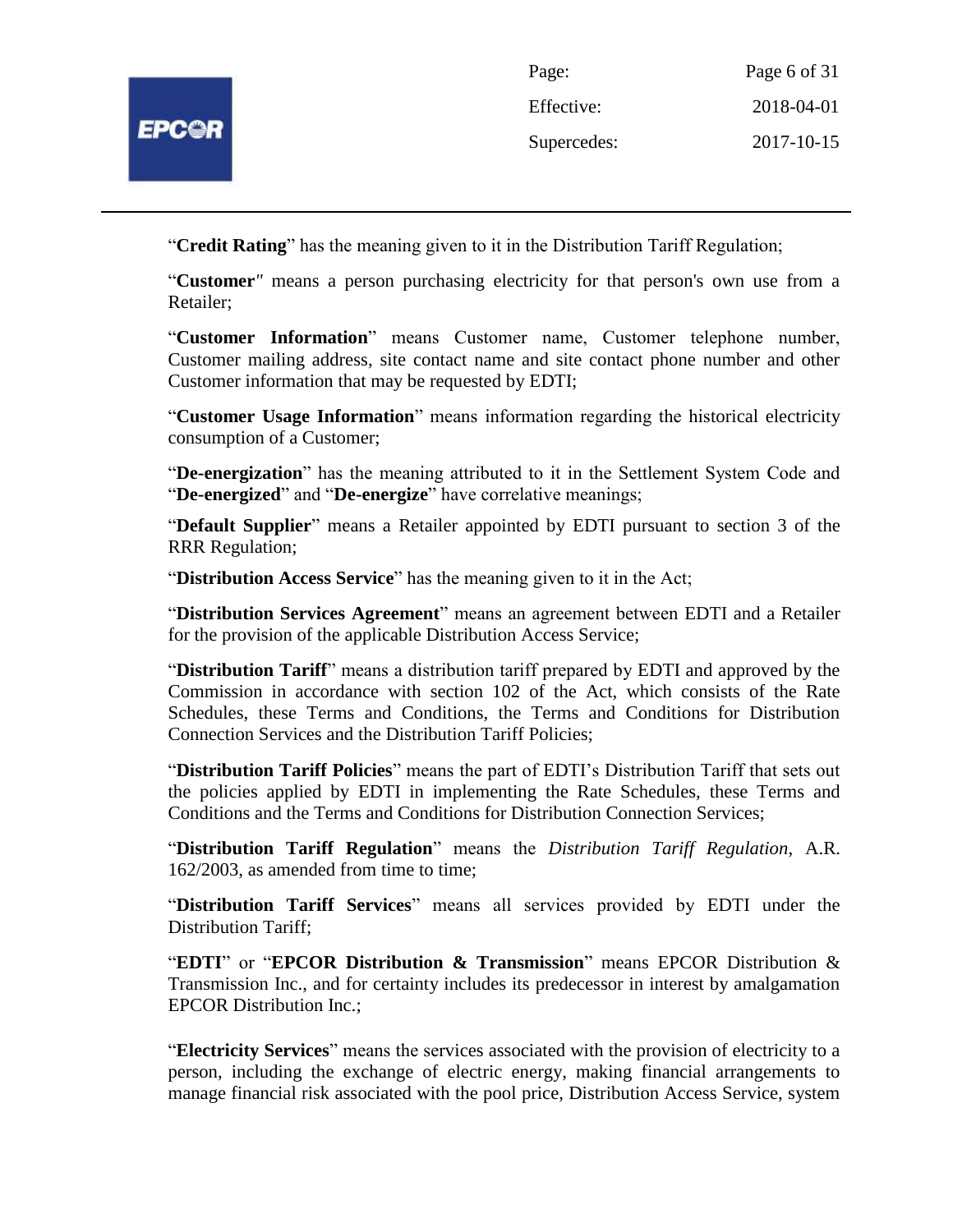"**Credit Rating**" has the meaning given to it in the Distribution Tariff Regulation;

"**Customer**" means a person purchasing electricity for that person's own use from a Retailer;

"**Customer Information**" means Customer name, Customer telephone number, Customer mailing address, site contact name and site contact phone number and other Customer information that may be requested by EDTI;

"**Customer Usage Information**" means information regarding the historical electricity consumption of a Customer;

"**De-energization**" has the meaning attributed to it in the Settlement System Code and "**De-energized**" and "**De-energize**" have correlative meanings;

"**Default Supplier**" means a Retailer appointed by EDTI pursuant to section 3 of the RRR Regulation;

"**Distribution Access Service**" has the meaning given to it in the Act;

"**Distribution Services Agreement**" means an agreement between EDTI and a Retailer for the provision of the applicable Distribution Access Service;

"**Distribution Tariff**" means a distribution tariff prepared by EDTI and approved by the Commission in accordance with section 102 of the Act, which consists of the Rate Schedules, these Terms and Conditions, the Terms and Conditions for Distribution Connection Services and the Distribution Tariff Policies;

"**Distribution Tariff Policies**" means the part of EDTI's Distribution Tariff that sets out the policies applied by EDTI in implementing the Rate Schedules, these Terms and Conditions and the Terms and Conditions for Distribution Connection Services;

"**Distribution Tariff Regulation**" means the *Distribution Tariff Regulation*, A.R. 162/2003, as amended from time to time;

"**Distribution Tariff Services**" means all services provided by EDTI under the Distribution Tariff;

"**EDTI**" or "**EPCOR Distribution & Transmission**" means EPCOR Distribution & Transmission Inc., and for certainty includes its predecessor in interest by amalgamation EPCOR Distribution Inc.;

"**Electricity Services**" means the services associated with the provision of electricity to a person, including the exchange of electric energy, making financial arrangements to manage financial risk associated with the pool price, Distribution Access Service, system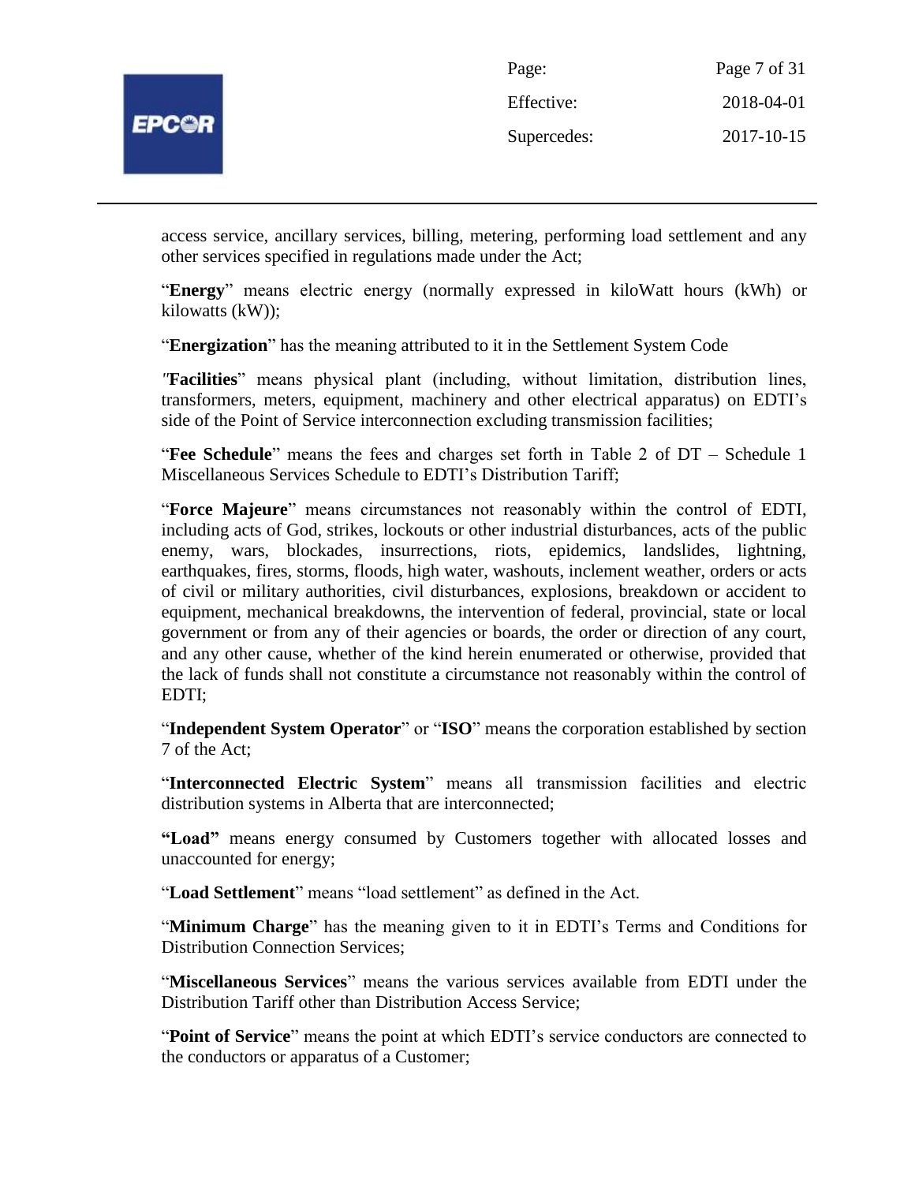access service, ancillary services, billing, metering, performing load settlement and any other services specified in regulations made under the Act;

"**Energy**" means electric energy (normally expressed in kiloWatt hours (kWh) or kilowatts (kW));

"**Energization**" has the meaning attributed to it in the Settlement System Code

*"***Facilities**" means physical plant (including, without limitation, distribution lines, transformers, meters, equipment, machinery and other electrical apparatus) on EDTI's side of the Point of Service interconnection excluding transmission facilities;

"**Fee Schedule**" means the fees and charges set forth in Table 2 of DT – Schedule 1 Miscellaneous Services Schedule to EDTI's Distribution Tariff;

"**Force Majeure**" means circumstances not reasonably within the control of EDTI, including acts of God, strikes, lockouts or other industrial disturbances, acts of the public enemy, wars, blockades, insurrections, riots, epidemics, landslides, lightning, earthquakes, fires, storms, floods, high water, washouts, inclement weather, orders or acts of civil or military authorities, civil disturbances, explosions, breakdown or accident to equipment, mechanical breakdowns, the intervention of federal, provincial, state or local government or from any of their agencies or boards, the order or direction of any court, and any other cause, whether of the kind herein enumerated or otherwise, provided that the lack of funds shall not constitute a circumstance not reasonably within the control of EDTI;

"**Independent System Operator**" or "**ISO**" means the corporation established by section 7 of the Act;

"**Interconnected Electric System**" means all transmission facilities and electric distribution systems in Alberta that are interconnected;

**"Load"** means energy consumed by Customers together with allocated losses and unaccounted for energy;

"**Load Settlement**" means "load settlement" as defined in the Act.

"**Minimum Charge**" has the meaning given to it in EDTI's Terms and Conditions for Distribution Connection Services;

"**Miscellaneous Services**" means the various services available from EDTI under the Distribution Tariff other than Distribution Access Service;

"**Point of Service**" means the point at which EDTI's service conductors are connected to the conductors or apparatus of a Customer;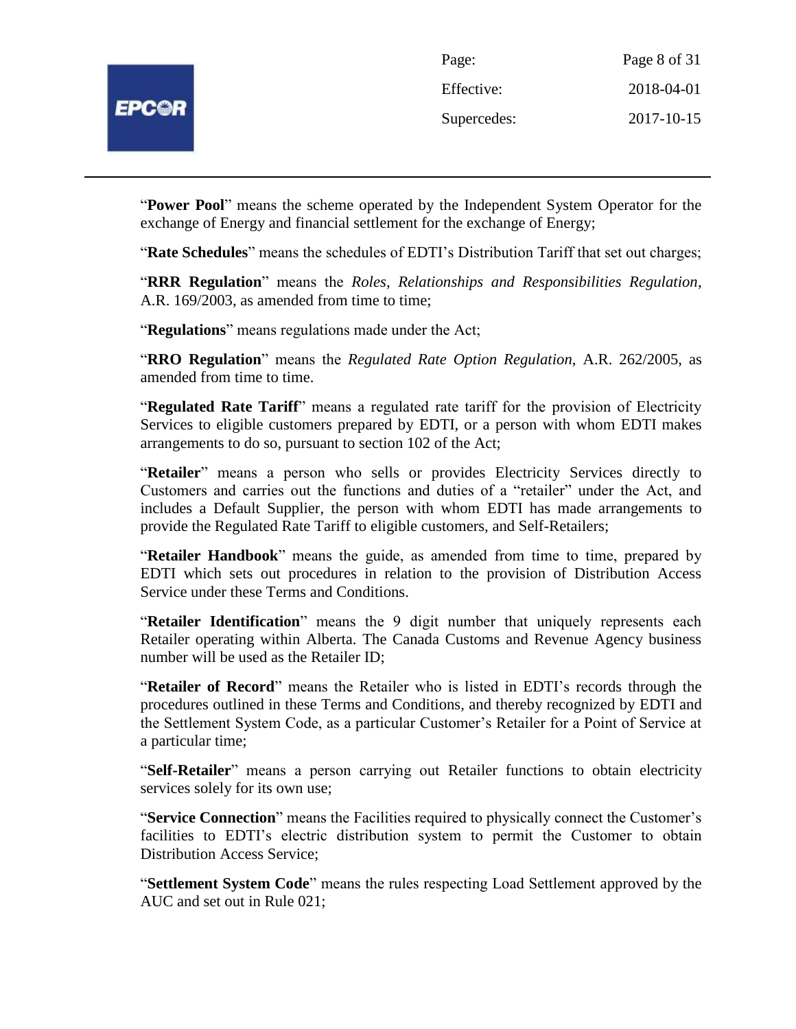"**Power Pool**" means the scheme operated by the Independent System Operator for the exchange of Energy and financial settlement for the exchange of Energy;

"**Rate Schedules**" means the schedules of EDTI's Distribution Tariff that set out charges;

"**RRR Regulation**" means the *Roles, Relationships and Responsibilities Regulation*, A.R. 169/2003, as amended from time to time;

"**Regulations**" means regulations made under the Act;

"**RRO Regulation**" means the *Regulated Rate Option Regulation*, A.R. 262/2005, as amended from time to time.

"**Regulated Rate Tariff**" means a regulated rate tariff for the provision of Electricity Services to eligible customers prepared by EDTI, or a person with whom EDTI makes arrangements to do so, pursuant to section 102 of the Act;

"**Retailer**" means a person who sells or provides Electricity Services directly to Customers and carries out the functions and duties of a "retailer" under the Act, and includes a Default Supplier, the person with whom EDTI has made arrangements to provide the Regulated Rate Tariff to eligible customers, and Self-Retailers;

"**Retailer Handbook**" means the guide, as amended from time to time, prepared by EDTI which sets out procedures in relation to the provision of Distribution Access Service under these Terms and Conditions.

"**Retailer Identification**" means the 9 digit number that uniquely represents each Retailer operating within Alberta. The Canada Customs and Revenue Agency business number will be used as the Retailer ID;

"**Retailer of Record**" means the Retailer who is listed in EDTI's records through the procedures outlined in these Terms and Conditions, and thereby recognized by EDTI and the Settlement System Code, as a particular Customer's Retailer for a Point of Service at a particular time;

"**Self-Retailer**" means a person carrying out Retailer functions to obtain electricity services solely for its own use;

"**Service Connection**" means the Facilities required to physically connect the Customer's facilities to EDTI's electric distribution system to permit the Customer to obtain Distribution Access Service;

"**Settlement System Code**" means the rules respecting Load Settlement approved by the AUC and set out in Rule 021;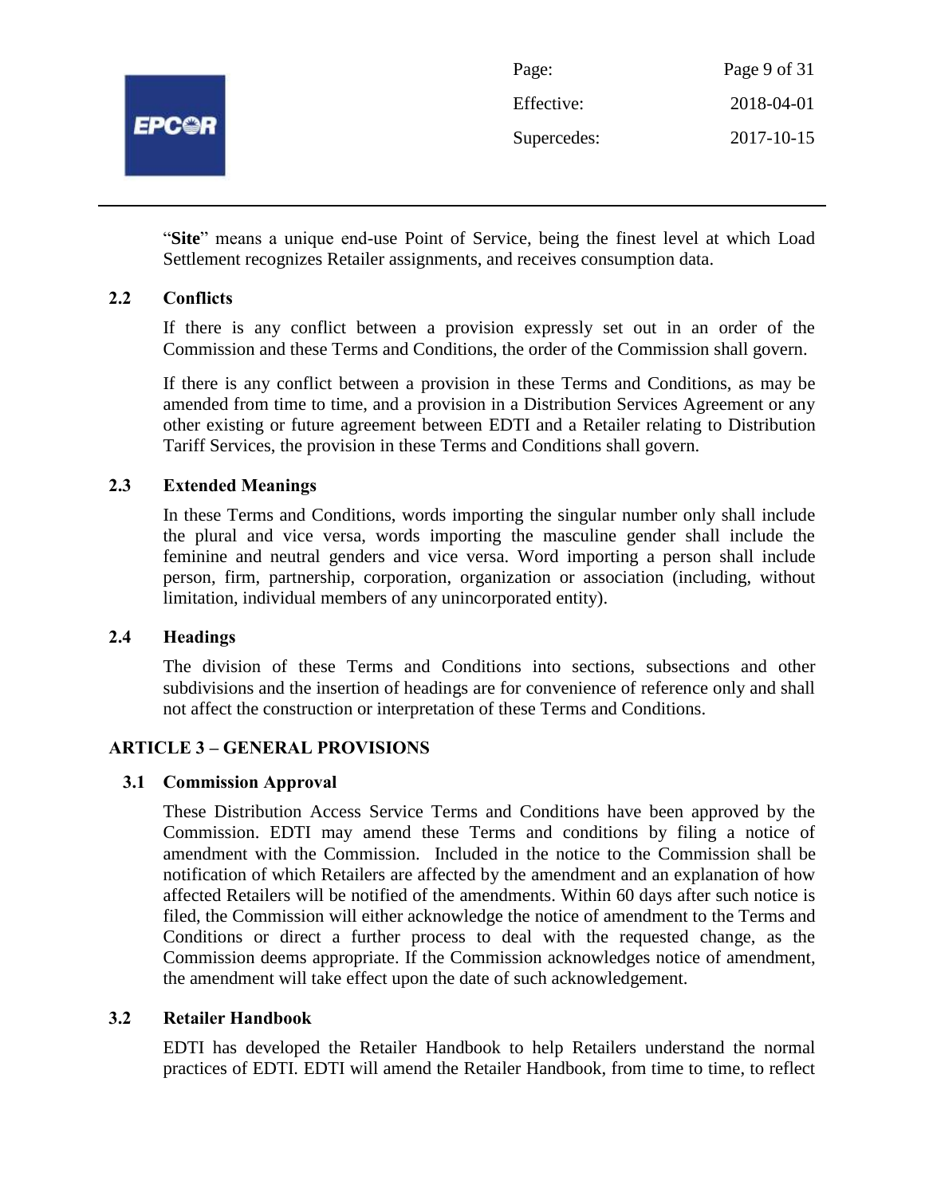"**Site**" means a unique end-use Point of Service, being the finest level at which Load Settlement recognizes Retailer assignments, and receives consumption data.

### 2.2 Conflicts

If there is any conflict between a provision expressly set out in an order of the Commission and these Terms and Conditions, the order of the Commission shall govern.

If there is any conflict between a provision in these Terms and Conditions, as may be amended from time to time, and a provision in a Distribution Services Agreement or any other existing or future agreement between EDTI and a Retailer relating to Distribution Tariff Services, the provision in these Terms and Conditions shall govern.

### 2.3 Extended Meanings

In these Terms and Conditions, words importing the singular number only shall include the plural and vice versa, words importing the masculine gender shall include the feminine and neutral genders and vice versa. Word importing a person shall include person, firm, partnership, corporation, organization or association (including, without limitation, individual members of any unincorporated entity).

### 2.4 Headings

The division of these Terms and Conditions into sections, subsections and other subdivisions and the insertion of headings are for convenience of reference only and shall not affect the construction or interpretation of these Terms and Conditions.

## ARTICLE 3 – GENERAL PROVISIONS

### 3.1 Commission Approval

These Distribution Access Service Terms and Conditions have been approved by the Commission. EDTI may amend these Terms and conditions by filing a notice of amendment with the Commission. Included in the notice to the Commission shall be notification of which Retailers are affected by the amendment and an explanation of how affected Retailers will be notified of the amendments. Within 60 days after such notice is filed, the Commission will either acknowledge the notice of amendment to the Terms and Conditions or direct a further process to deal with the requested change, as the Commission deems appropriate. If the Commission acknowledges notice of amendment, the amendment will take effect upon the date of such acknowledgement.

### 3.2 Retailer Handbook

EDTI has developed the Retailer Handbook to help Retailers understand the normal practices of EDTI. EDTI will amend the Retailer Handbook, from time to time, to reflect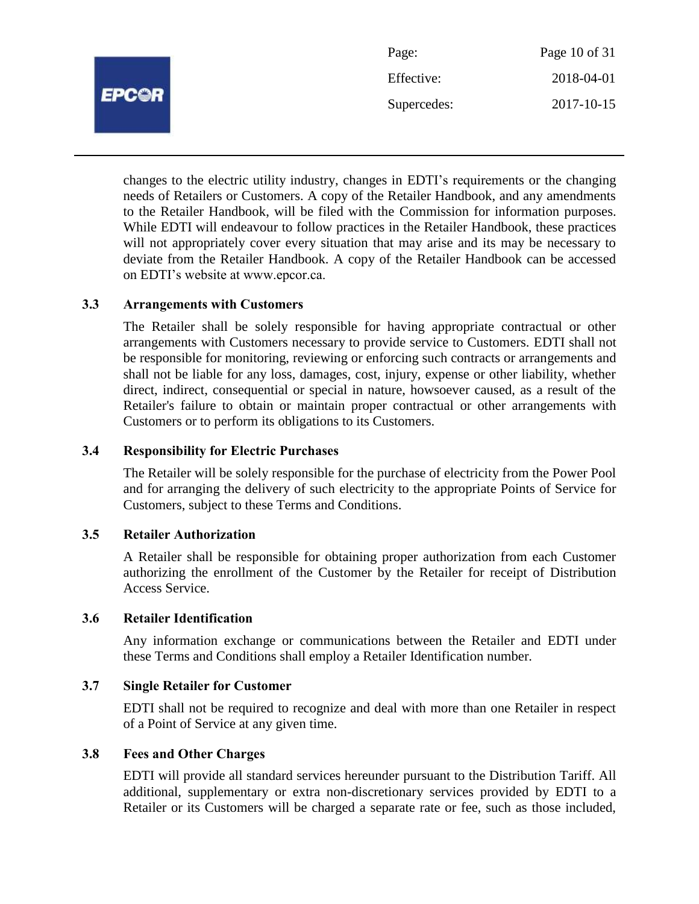changes to the electric utility industry, changes in EDTI's requirements or the changing needs of Retailers or Customers. A copy of the Retailer Handbook, and any amendments to the Retailer Handbook, will be filed with the Commission for information purposes. While EDTI will endeavour to follow practices in the Retailer Handbook, these practices will not appropriately cover every situation that may arise and its may be necessary to deviate from the Retailer Handbook. A copy of the Retailer Handbook can be accessed on EDTI's website at www.epcor.ca.

### 3.3 Arrangements with Customers

The Retailer shall be solely responsible for having appropriate contractual or other arrangements with Customers necessary to provide service to Customers. EDTI shall not be responsible for monitoring, reviewing or enforcing such contracts or arrangements and shall not be liable for any loss, damages, cost, injury, expense or other liability, whether direct, indirect, consequential or special in nature, howsoever caused, as a result of the Retailer's failure to obtain or maintain proper contractual or other arrangements with Customers or to perform its obligations to its Customers.

### 3.4 Responsibility for Electric Purchases

The Retailer will be solely responsible for the purchase of electricity from the Power Pool and for arranging the delivery of such electricity to the appropriate Points of Service for Customers, subject to these Terms and Conditions.

### 3.5 Retailer Authorization

A Retailer shall be responsible for obtaining proper authorization from each Customer authorizing the enrollment of the Customer by the Retailer for receipt of Distribution Access Service.

### 3.6 Retailer Identification

Any information exchange or communications between the Retailer and EDTI under these Terms and Conditions shall employ a Retailer Identification number.

### 3.7 Single Retailer for Customer

EDTI shall not be required to recognize and deal with more than one Retailer in respect of a Point of Service at any given time.

### 3.8 Fees and Other Charges

EDTI will provide all standard services hereunder pursuant to the Distribution Tariff. All additional, supplementary or extra non-discretionary services provided by EDTI to a Retailer or its Customers will be charged a separate rate or fee, such as those included,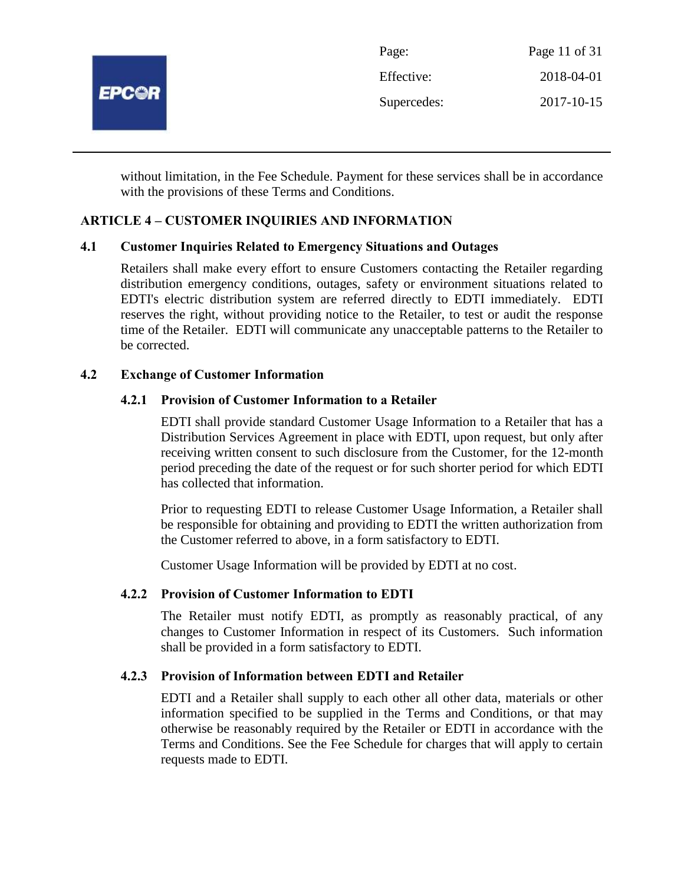without limitation, in the Fee Schedule. Payment for these services shall be in accordance with the provisions of these Terms and Conditions.

## ARTICLE 4 – CUSTOMER INQUIRIES AND INFORMATION

### 4.1 Customer Inquiries Related to Emergency Situations and Outages

Retailers shall make every effort to ensure Customers contacting the Retailer regarding distribution emergency conditions, outages, safety or environment situations related to EDTI's electric distribution system are referred directly to EDTI immediately. EDTI reserves the right, without providing notice to the Retailer, to test or audit the response time of the Retailer. EDTI will communicate any unacceptable patterns to the Retailer to be corrected.

### 4.2 Exchange of Customer Information

#### 4.2.1 Provision of Customer Information to a Retailer

EDTI shall provide standard Customer Usage Information to a Retailer that has a Distribution Services Agreement in place with EDTI, upon request, but only after receiving written consent to such disclosure from the Customer, for the 12-month period preceding the date of the request or for such shorter period for which EDTI has collected that information.

Prior to requesting EDTI to release Customer Usage Information, a Retailer shall be responsible for obtaining and providing to EDTI the written authorization from the Customer referred to above, in a form satisfactory to EDTI.

Customer Usage Information will be provided by EDTI at no cost.

#### 4.2.2 Provision of Customer Information to EDTI

The Retailer must notify EDTI, as promptly as reasonably practical, of any changes to Customer Information in respect of its Customers. Such information shall be provided in a form satisfactory to EDTI.

#### 4.2.3 Provision of Information between EDTI and Retailer

EDTI and a Retailer shall supply to each other all other data, materials or other information specified to be supplied in the Terms and Conditions, or that may otherwise be reasonably required by the Retailer or EDTI in accordance with the Terms and Conditions. See the Fee Schedule for charges that will apply to certain requests made to EDTI.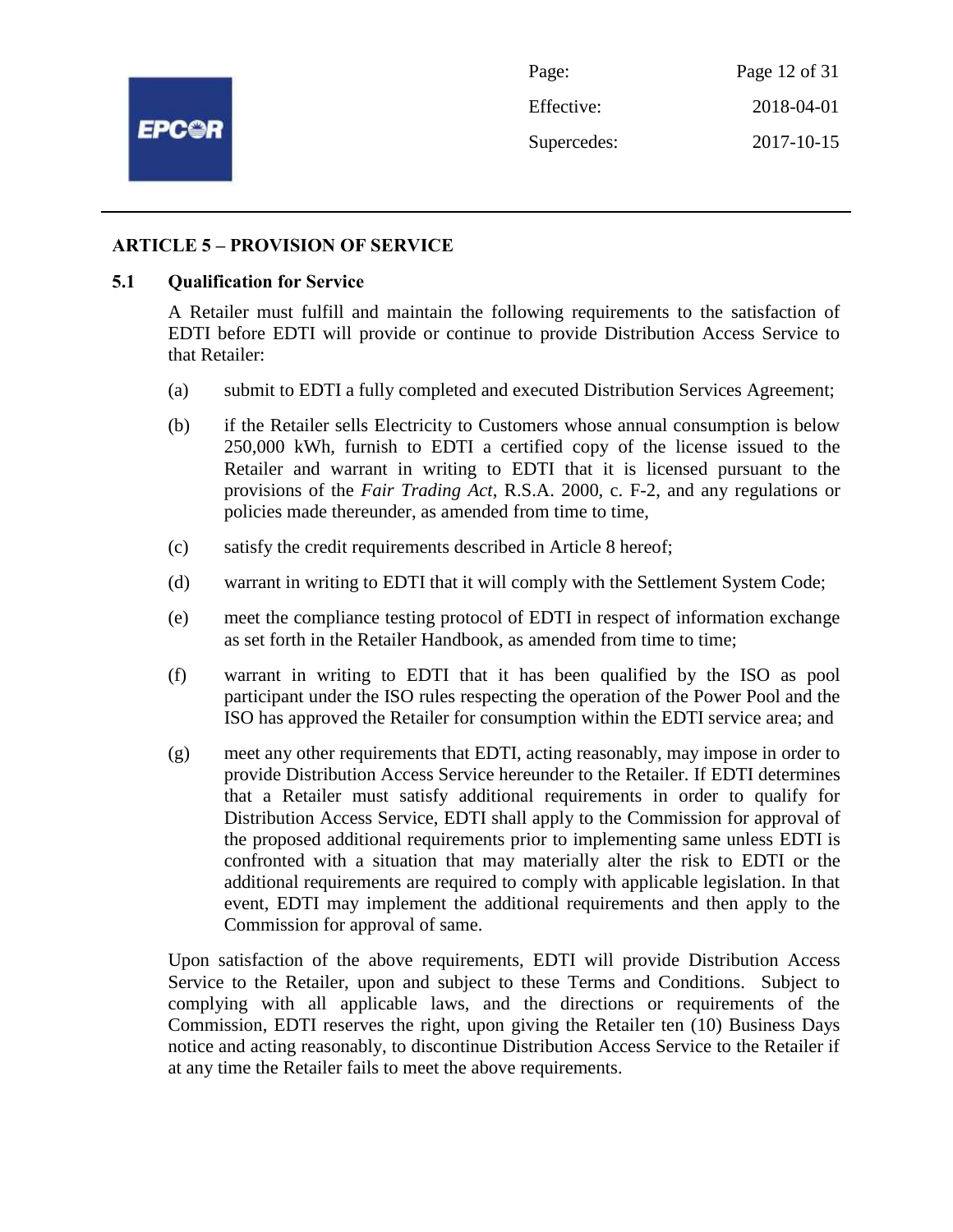## ARTICLE 5 – PROVISION OF SERVICE

### 5.1 Qualification for Service

A Retailer must fulfill and maintain the following requirements to the satisfaction of EDTI before EDTI will provide or continue to provide Distribution Access Service to that Retailer:

(a) submit to EDTI a fully completed and executed Distribution Services Agreement;

(b) if the Retailer sells Electricity to Customers whose annual consumption is below 250,000 kWh, furnish to EDTI a certified copy of the license issued to the Retailer and warrant in writing to EDTI that it is licensed pursuant to the provisions of the *Fair Trading Act*, R.S.A. 2000, c. F-2, and any regulations or policies made thereunder, as amended from time to time,

(c) satisfy the credit requirements described in Article 8 hereof;

(d) warrant in writing to EDTI that it will comply with the Settlement System Code;

(e) meet the compliance testing protocol of EDTI in respect of information exchange as set forth in the Retailer Handbook, as amended from time to time;

(f) warrant in writing to EDTI that it has been qualified by the ISO as pool participant under the ISO rules respecting the operation of the Power Pool and the ISO has approved the Retailer for consumption within the EDTI service area; and

(g) meet any other requirements that EDTI, acting reasonably, may impose in order to provide Distribution Access Service hereunder to the Retailer. If EDTI determines that a Retailer must satisfy additional requirements in order to qualify for Distribution Access Service, EDTI shall apply to the Commission for approval of the proposed additional requirements prior to implementing same unless EDTI is confronted with a situation that may materially alter the risk to EDTI or the additional requirements are required to comply with applicable legislation. In that event, EDTI may implement the additional requirements and then apply to the Commission for approval of same.

Upon satisfaction of the above requirements, EDTI will provide Distribution Access Service to the Retailer, upon and subject to these Terms and Conditions. Subject to complying with all applicable laws, and the directions or requirements of the Commission, EDTI reserves the right, upon giving the Retailer ten (10) Business Days notice and acting reasonably, to discontinue Distribution Access Service to the Retailer if at any time the Retailer fails to meet the above requirements.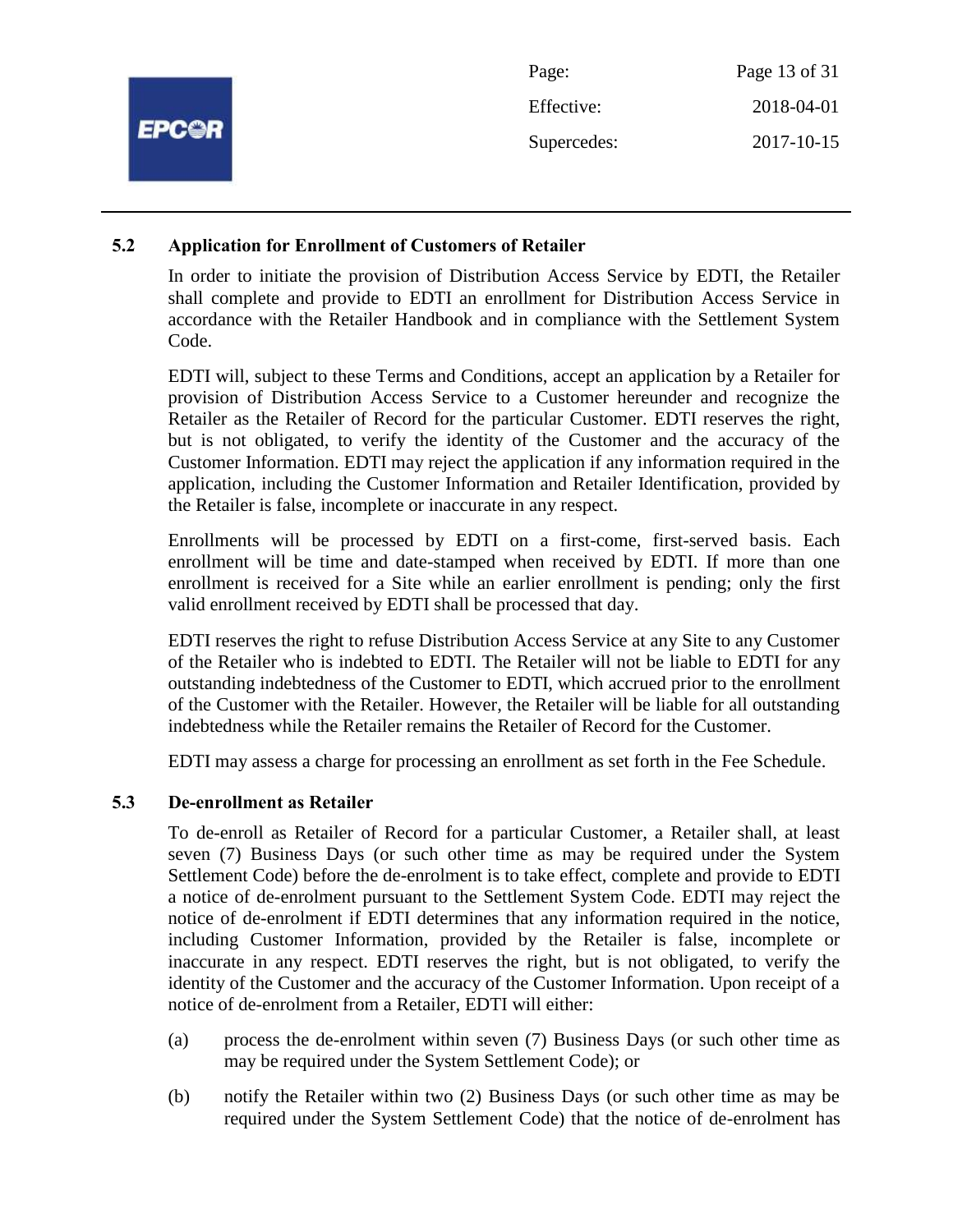### 5.2 Application for Enrollment of Customers of Retailer

In order to initiate the provision of Distribution Access Service by EDTI, the Retailer shall complete and provide to EDTI an enrollment for Distribution Access Service in accordance with the Retailer Handbook and in compliance with the Settlement System Code.

EDTI will, subject to these Terms and Conditions, accept an application by a Retailer for provision of Distribution Access Service to a Customer hereunder and recognize the Retailer as the Retailer of Record for the particular Customer. EDTI reserves the right, but is not obligated, to verify the identity of the Customer and the accuracy of the Customer Information. EDTI may reject the application if any information required in the application, including the Customer Information and Retailer Identification, provided by the Retailer is false, incomplete or inaccurate in any respect.

Enrollments will be processed by EDTI on a first-come, first-served basis. Each enrollment will be time and date-stamped when received by EDTI. If more than one enrollment is received for a Site while an earlier enrollment is pending; only the first valid enrollment received by EDTI shall be processed that day.

EDTI reserves the right to refuse Distribution Access Service at any Site to any Customer of the Retailer who is indebted to EDTI. The Retailer will not be liable to EDTI for any outstanding indebtedness of the Customer to EDTI, which accrued prior to the enrollment of the Customer with the Retailer. However, the Retailer will be liable for all outstanding indebtedness while the Retailer remains the Retailer of Record for the Customer.

EDTI may assess a charge for processing an enrollment as set forth in the Fee Schedule.

### 5.3 De-enrollment as Retailer

To de-enroll as Retailer of Record for a particular Customer, a Retailer shall, at least seven (7) Business Days (or such other time as may be required under the System Settlement Code) before the de-enrolment is to take effect, complete and provide to EDTI a notice of de-enrolment pursuant to the Settlement System Code. EDTI may reject the notice of de-enrolment if EDTI determines that any information required in the notice, including Customer Information, provided by the Retailer is false, incomplete or inaccurate in any respect. EDTI reserves the right, but is not obligated, to verify the identity of the Customer and the accuracy of the Customer Information. Upon receipt of a notice of de-enrolment from a Retailer, EDTI will either:

(a) process the de-enrolment within seven (7) Business Days (or such other time as may be required under the System Settlement Code); or

(b) notify the Retailer within two (2) Business Days (or such other time as may be required under the System Settlement Code) that the notice of de-enrolment has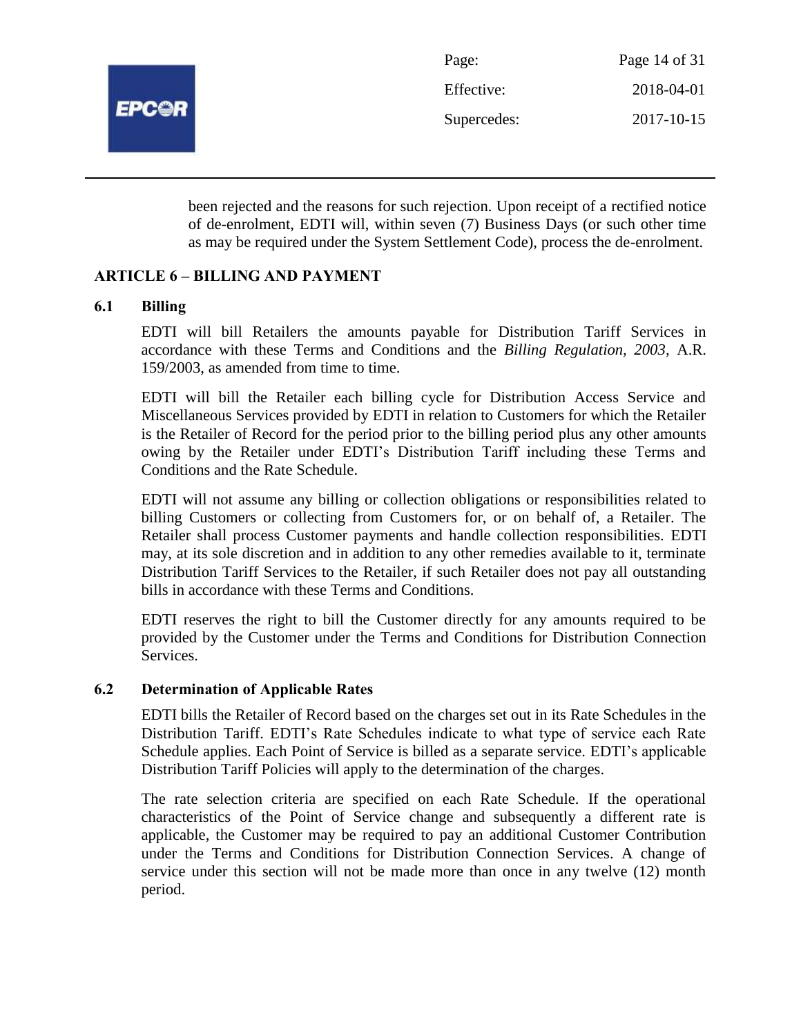been rejected and the reasons for such rejection. Upon receipt of a rectified notice of de-enrolment, EDTI will, within seven (7) Business Days (or such other time as may be required under the System Settlement Code), process the de-enrolment.

## ARTICLE 6 – BILLING AND PAYMENT

### 6.1 Billing

EDTI will bill Retailers the amounts payable for Distribution Tariff Services in accordance with these Terms and Conditions and the *Billing Regulation, 2003*, A.R. 159/2003, as amended from time to time.

EDTI will bill the Retailer each billing cycle for Distribution Access Service and Miscellaneous Services provided by EDTI in relation to Customers for which the Retailer is the Retailer of Record for the period prior to the billing period plus any other amounts owing by the Retailer under EDTI's Distribution Tariff including these Terms and Conditions and the Rate Schedule.

EDTI will not assume any billing or collection obligations or responsibilities related to billing Customers or collecting from Customers for, or on behalf of, a Retailer. The Retailer shall process Customer payments and handle collection responsibilities. EDTI may, at its sole discretion and in addition to any other remedies available to it, terminate Distribution Tariff Services to the Retailer, if such Retailer does not pay all outstanding bills in accordance with these Terms and Conditions.

EDTI reserves the right to bill the Customer directly for any amounts required to be provided by the Customer under the Terms and Conditions for Distribution Connection Services.

### 6.2 Determination of Applicable Rates

EDTI bills the Retailer of Record based on the charges set out in its Rate Schedules in the Distribution Tariff. EDTI's Rate Schedules indicate to what type of service each Rate Schedule applies. Each Point of Service is billed as a separate service. EDTI's applicable Distribution Tariff Policies will apply to the determination of the charges.

The rate selection criteria are specified on each Rate Schedule. If the operational characteristics of the Point of Service change and subsequently a different rate is applicable, the Customer may be required to pay an additional Customer Contribution under the Terms and Conditions for Distribution Connection Services. A change of service under this section will not be made more than once in any twelve (12) month period.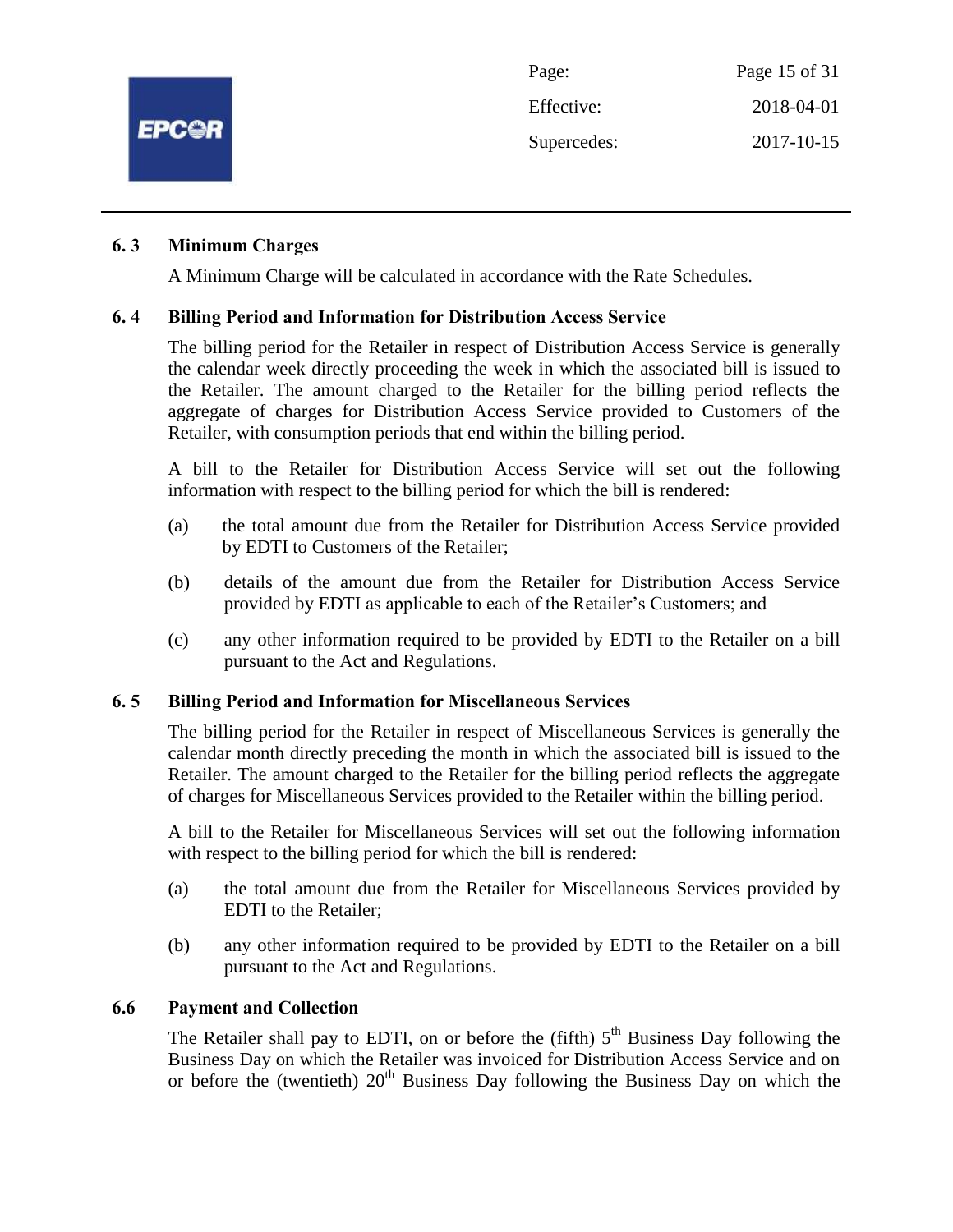### 6. 3 Minimum Charges

A Minimum Charge will be calculated in accordance with the Rate Schedules.

### 6. 4 Billing Period and Information for Distribution Access Service

The billing period for the Retailer in respect of Distribution Access Service is generally the calendar week directly proceeding the week in which the associated bill is issued to the Retailer. The amount charged to the Retailer for the billing period reflects the aggregate of charges for Distribution Access Service provided to Customers of the Retailer, with consumption periods that end within the billing period.

A bill to the Retailer for Distribution Access Service will set out the following information with respect to the billing period for which the bill is rendered:

(a) the total amount due from the Retailer for Distribution Access Service provided by EDTI to Customers of the Retailer;

(b) details of the amount due from the Retailer for Distribution Access Service provided by EDTI as applicable to each of the Retailer's Customers; and

(c) any other information required to be provided by EDTI to the Retailer on a bill pursuant to the Act and Regulations.

### 6. 5 Billing Period and Information for Miscellaneous Services

The billing period for the Retailer in respect of Miscellaneous Services is generally the calendar month directly preceding the month in which the associated bill is issued to the Retailer. The amount charged to the Retailer for the billing period reflects the aggregate of charges for Miscellaneous Services provided to the Retailer within the billing period.

A bill to the Retailer for Miscellaneous Services will set out the following information with respect to the billing period for which the bill is rendered:

(a) the total amount due from the Retailer for Miscellaneous Services provided by EDTI to the Retailer;

(b) any other information required to be provided by EDTI to the Retailer on a bill pursuant to the Act and Regulations.

### 6.6 Payment and Collection

The Retailer shall pay to EDTI, on or before the (fifth) 5th Business Day following the Business Day on which the Retailer was invoiced for Distribution Access Service and on or before the (twentieth) 20th Business Day following the Business Day on which the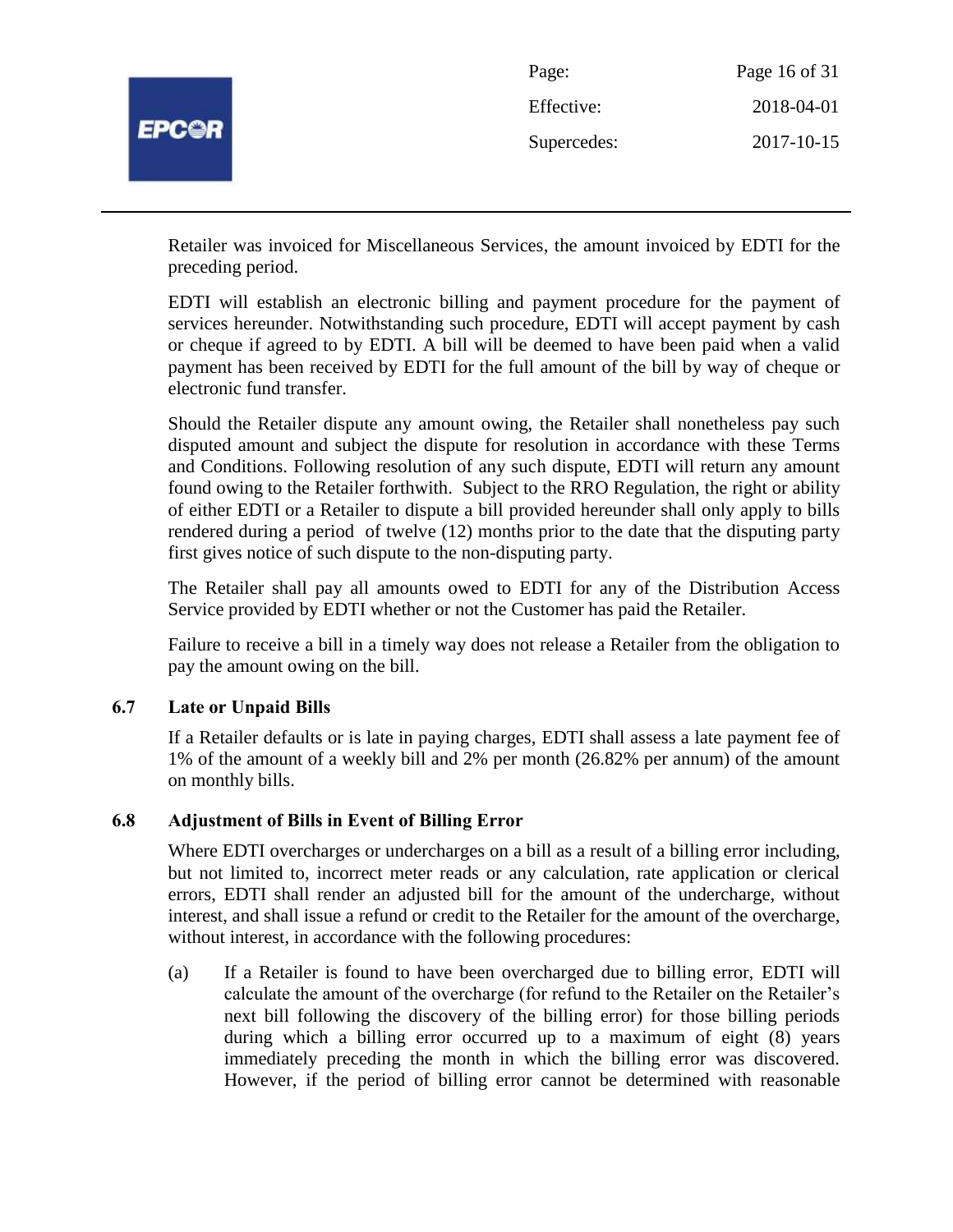Retailer was invoiced for Miscellaneous Services, the amount invoiced by EDTI for the preceding period.

EDTI will establish an electronic billing and payment procedure for the payment of services hereunder. Notwithstanding such procedure, EDTI will accept payment by cash or cheque if agreed to by EDTI. A bill will be deemed to have been paid when a valid payment has been received by EDTI for the full amount of the bill by way of cheque or electronic fund transfer.

Should the Retailer dispute any amount owing, the Retailer shall nonetheless pay such disputed amount and subject the dispute for resolution in accordance with these Terms and Conditions. Following resolution of any such dispute, EDTI will return any amount found owing to the Retailer forthwith. Subject to the RRO Regulation, the right or ability of either EDTI or a Retailer to dispute a bill provided hereunder shall only apply to bills rendered during a period of twelve (12) months prior to the date that the disputing party first gives notice of such dispute to the non-disputing party.

The Retailer shall pay all amounts owed to EDTI for any of the Distribution Access Service provided by EDTI whether or not the Customer has paid the Retailer.

Failure to receive a bill in a timely way does not release a Retailer from the obligation to pay the amount owing on the bill.

### 6.7 Late or Unpaid Bills

If a Retailer defaults or is late in paying charges, EDTI shall assess a late payment fee of 1% of the amount of a weekly bill and 2% per month (26.82% per annum) of the amount on monthly bills.

### 6.8 Adjustment of Bills in Event of Billing Error

Where EDTI overcharges or undercharges on a bill as a result of a billing error including, but not limited to, incorrect meter reads or any calculation, rate application or clerical errors, EDTI shall render an adjusted bill for the amount of the undercharge, without interest, and shall issue a refund or credit to the Retailer for the amount of the overcharge, without interest, in accordance with the following procedures:

(a) If a Retailer is found to have been overcharged due to billing error, EDTI will calculate the amount of the overcharge (for refund to the Retailer on the Retailer's next bill following the discovery of the billing error) for those billing periods during which a billing error occurred up to a maximum of eight (8) years immediately preceding the month in which the billing error was discovered. However, if the period of billing error cannot be determined with reasonable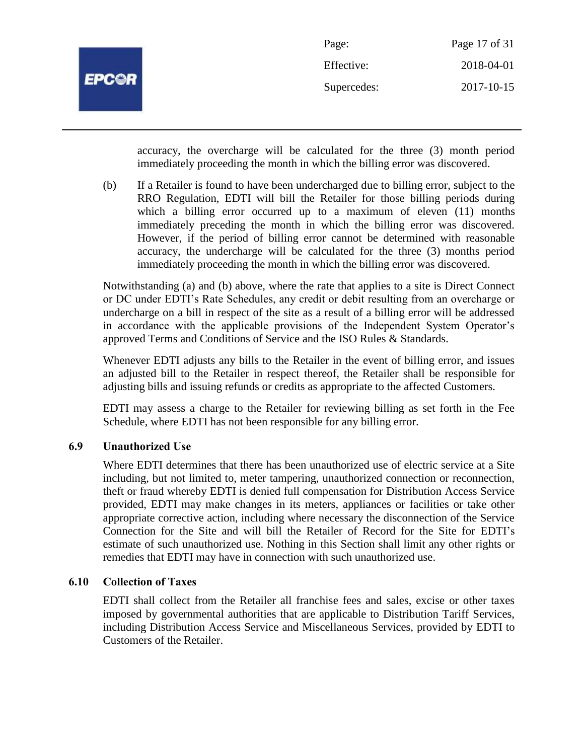accuracy, the overcharge will be calculated for the three (3) month period immediately proceeding the month in which the billing error was discovered.

(b) If a Retailer is found to have been undercharged due to billing error, subject to the RRO Regulation, EDTI will bill the Retailer for those billing periods during which a billing error occurred up to a maximum of eleven (11) months immediately preceding the month in which the billing error was discovered. However, if the period of billing error cannot be determined with reasonable accuracy, the undercharge will be calculated for the three (3) months period immediately proceeding the month in which the billing error was discovered.

Notwithstanding (a) and (b) above, where the rate that applies to a site is Direct Connect or DC under EDTI's Rate Schedules, any credit or debit resulting from an overcharge or undercharge on a bill in respect of the site as a result of a billing error will be addressed in accordance with the applicable provisions of the Independent System Operator's approved Terms and Conditions of Service and the ISO Rules & Standards.

Whenever EDTI adjusts any bills to the Retailer in the event of billing error, and issues an adjusted bill to the Retailer in respect thereof, the Retailer shall be responsible for adjusting bills and issuing refunds or credits as appropriate to the affected Customers.

EDTI may assess a charge to the Retailer for reviewing billing as set forth in the Fee Schedule, where EDTI has not been responsible for any billing error.

### 6.9 Unauthorized Use

Where EDTI determines that there has been unauthorized use of electric service at a Site including, but not limited to, meter tampering, unauthorized connection or reconnection, theft or fraud whereby EDTI is denied full compensation for Distribution Access Service provided, EDTI may make changes in its meters, appliances or facilities or take other appropriate corrective action, including where necessary the disconnection of the Service Connection for the Site and will bill the Retailer of Record for the Site for EDTI's estimate of such unauthorized use. Nothing in this Section shall limit any other rights or remedies that EDTI may have in connection with such unauthorized use.

### 6.10 Collection of Taxes

EDTI shall collect from the Retailer all franchise fees and sales, excise or other taxes imposed by governmental authorities that are applicable to Distribution Tariff Services, including Distribution Access Service and Miscellaneous Services, provided by EDTI to Customers of the Retailer.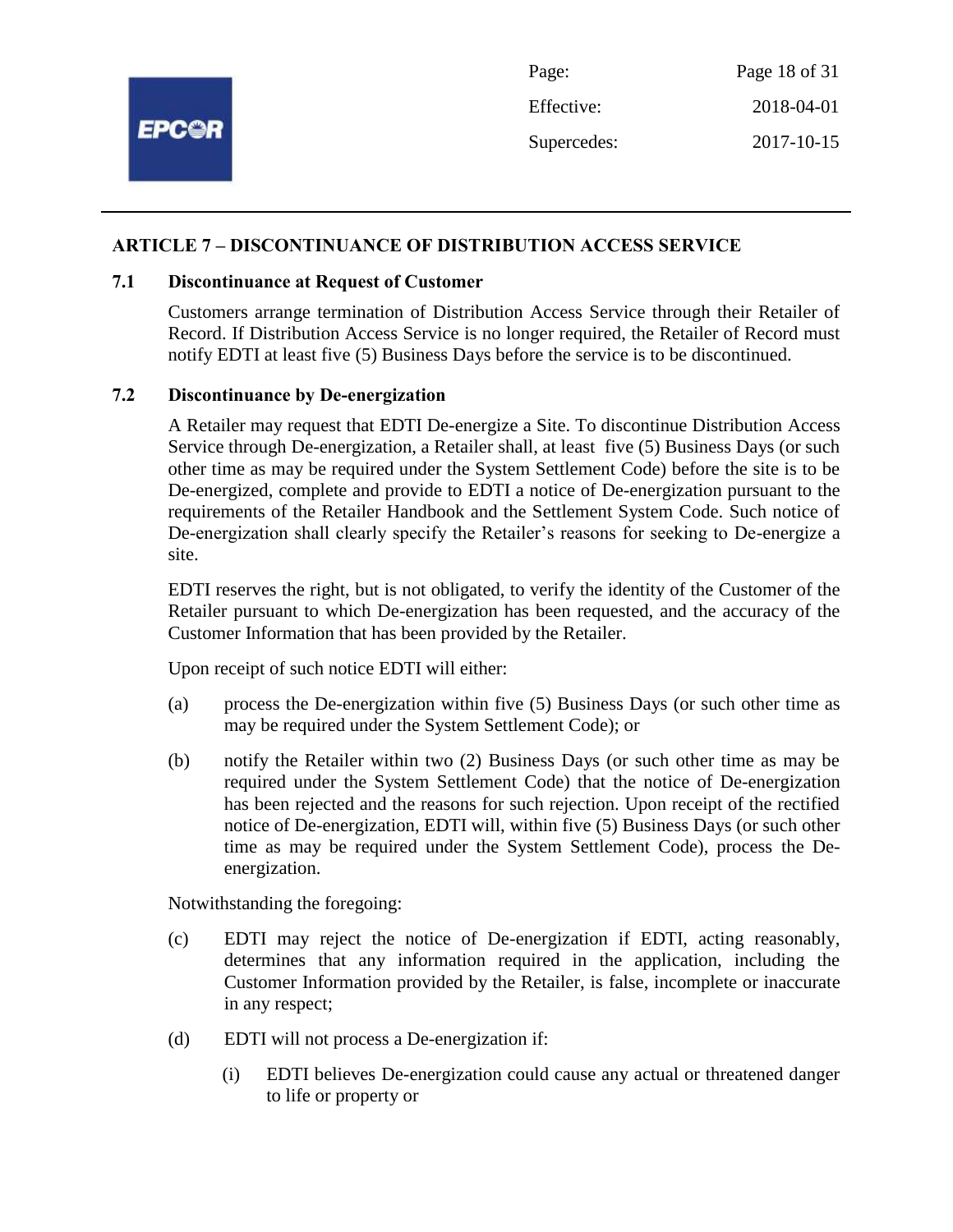## ARTICLE 7 – DISCONTINUANCE OF DISTRIBUTION ACCESS SERVICE

### 7.1 Discontinuance at Request of Customer

Customers arrange termination of Distribution Access Service through their Retailer of Record. If Distribution Access Service is no longer required, the Retailer of Record must notify EDTI at least five (5) Business Days before the service is to be discontinued.

### 7.2 Discontinuance by De-energization

A Retailer may request that EDTI De-energize a Site. To discontinue Distribution Access Service through De-energization, a Retailer shall, at least five (5) Business Days (or such other time as may be required under the System Settlement Code) before the site is to be De-energized, complete and provide to EDTI a notice of De-energization pursuant to the requirements of the Retailer Handbook and the Settlement System Code. Such notice of De-energization shall clearly specify the Retailer's reasons for seeking to De-energize a site.

EDTI reserves the right, but is not obligated, to verify the identity of the Customer of the Retailer pursuant to which De-energization has been requested, and the accuracy of the Customer Information that has been provided by the Retailer.

Upon receipt of such notice EDTI will either:

(a) process the De-energization within five (5) Business Days (or such other time as may be required under the System Settlement Code); or

(b) notify the Retailer within two (2) Business Days (or such other time as may be required under the System Settlement Code) that the notice of De-energization has been rejected and the reasons for such rejection. Upon receipt of the rectified notice of De-energization, EDTI will, within five (5) Business Days (or such other time as may be required under the System Settlement Code), process the De-energization.

Notwithstanding the foregoing:

(c) EDTI may reject the notice of De-energization if EDTI, acting reasonably, determines that any information required in the application, including the Customer Information provided by the Retailer, is false, incomplete or inaccurate in any respect;

(d) EDTI will not process a De-energization if:

(i) EDTI believes De-energization could cause any actual or threatened danger to life or property or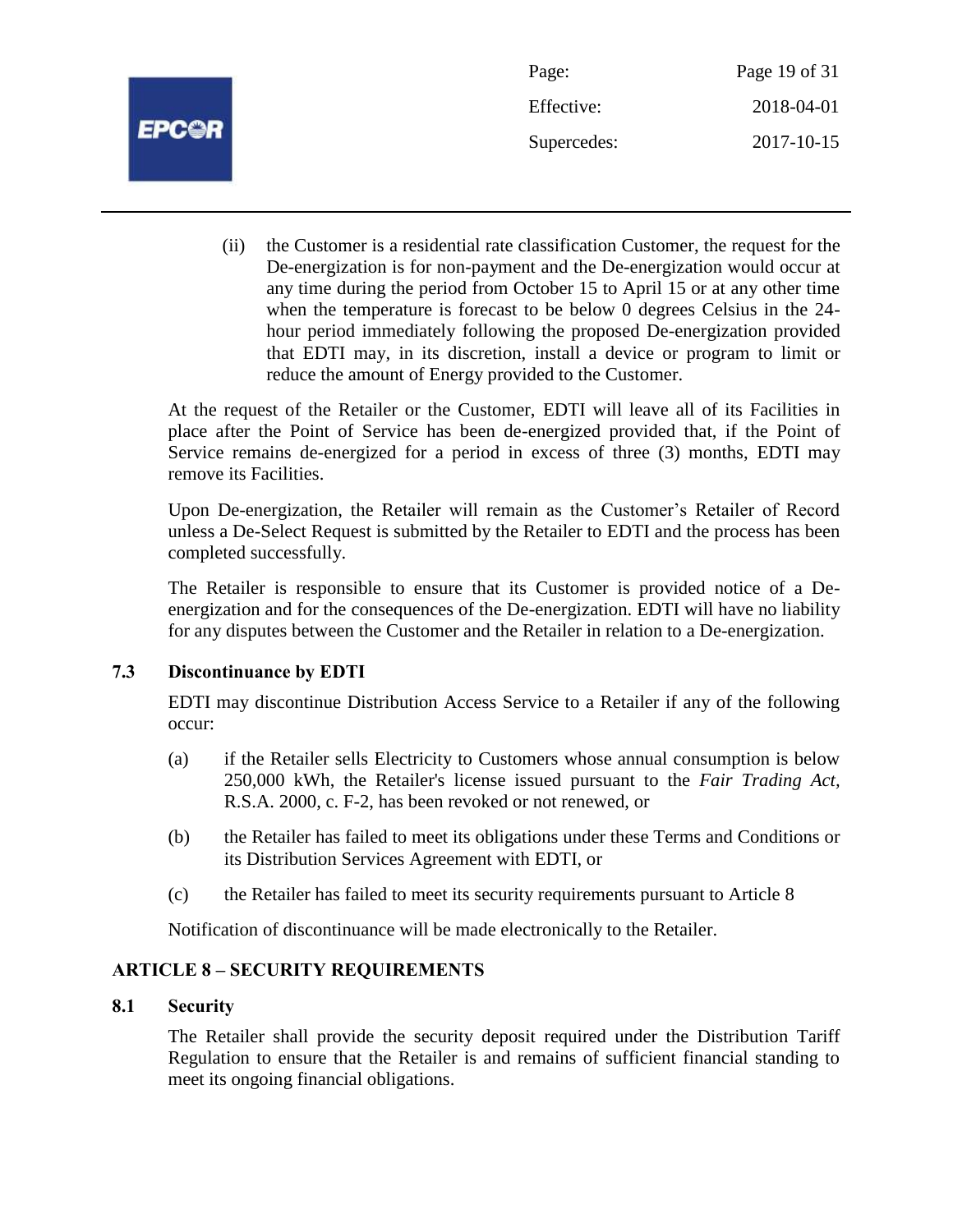(ii) the Customer is a residential rate classification Customer, the request for the De-energization is for non-payment and the De-energization would occur at any time during the period from October 15 to April 15 or at any other time when the temperature is forecast to be below 0 degrees Celsius in the 24-hour period immediately following the proposed De-energization provided that EDTI may, in its discretion, install a device or program to limit or reduce the amount of Energy provided to the Customer.

At the request of the Retailer or the Customer, EDTI will leave all of its Facilities in place after the Point of Service has been de-energized provided that, if the Point of Service remains de-energized for a period in excess of three (3) months, EDTI may remove its Facilities.

Upon De-energization, the Retailer will remain as the Customer's Retailer of Record unless a De-Select Request is submitted by the Retailer to EDTI and the process has been completed successfully.

The Retailer is responsible to ensure that its Customer is provided notice of a De-energization and for the consequences of the De-energization. EDTI will have no liability for any disputes between the Customer and the Retailer in relation to a De-energization.

### 7.3 Discontinuance by EDTI

EDTI may discontinue Distribution Access Service to a Retailer if any of the following occur:

(a) if the Retailer sells Electricity to Customers whose annual consumption is below 250,000 kWh, the Retailer's license issued pursuant to the *Fair Trading Act*, R.S.A. 2000, c. F-2, has been revoked or not renewed, or

(b) the Retailer has failed to meet its obligations under these Terms and Conditions or its Distribution Services Agreement with EDTI, or

(c) the Retailer has failed to meet its security requirements pursuant to Article 8

Notification of discontinuance will be made electronically to the Retailer.

## ARTICLE 8 – SECURITY REQUIREMENTS

### 8.1 Security

The Retailer shall provide the security deposit required under the Distribution Tariff Regulation to ensure that the Retailer is and remains of sufficient financial standing to meet its ongoing financial obligations.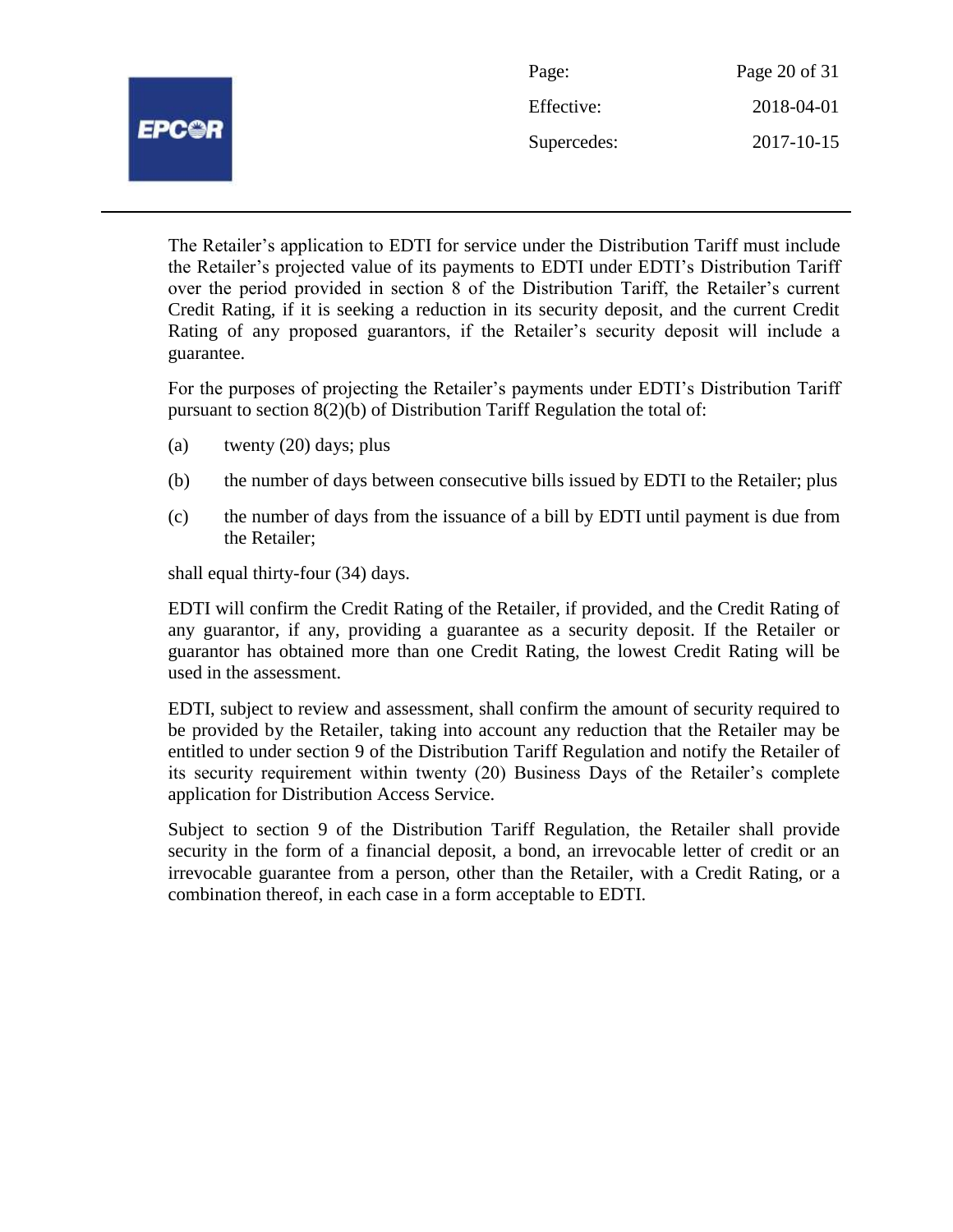The Retailer's application to EDTI for service under the Distribution Tariff must include the Retailer's projected value of its payments to EDTI under EDTI's Distribution Tariff over the period provided in section 8 of the Distribution Tariff, the Retailer's current Credit Rating, if it is seeking a reduction in its security deposit, and the current Credit Rating of any proposed guarantors, if the Retailer's security deposit will include a guarantee.

For the purposes of projecting the Retailer's payments under EDTI's Distribution Tariff pursuant to section 8(2)(b) of Distribution Tariff Regulation the total of:

(a) twenty (20) days; plus

(b) the number of days between consecutive bills issued by EDTI to the Retailer; plus

(c) the number of days from the issuance of a bill by EDTI until payment is due from the Retailer;

shall equal thirty-four (34) days.

EDTI will confirm the Credit Rating of the Retailer, if provided, and the Credit Rating of any guarantor, if any, providing a guarantee as a security deposit. If the Retailer or guarantor has obtained more than one Credit Rating, the lowest Credit Rating will be used in the assessment.

EDTI, subject to review and assessment, shall confirm the amount of security required to be provided by the Retailer, taking into account any reduction that the Retailer may be entitled to under section 9 of the Distribution Tariff Regulation and notify the Retailer of its security requirement within twenty (20) Business Days of the Retailer's complete application for Distribution Access Service.

Subject to section 9 of the Distribution Tariff Regulation, the Retailer shall provide security in the form of a financial deposit, a bond, an irrevocable letter of credit or an irrevocable guarantee from a person, other than the Retailer, with a Credit Rating, or a combination thereof, in each case in a form acceptable to EDTI.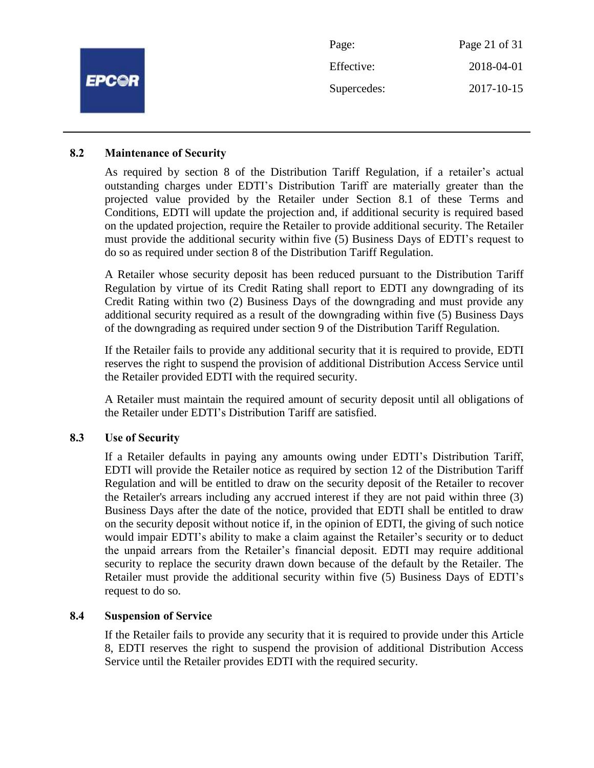### 8.2 Maintenance of Security

As required by section 8 of the Distribution Tariff Regulation, if a retailer's actual outstanding charges under EDTI's Distribution Tariff are materially greater than the projected value provided by the Retailer under Section 8.1 of these Terms and Conditions, EDTI will update the projection and, if additional security is required based on the updated projection, require the Retailer to provide additional security. The Retailer must provide the additional security within five (5) Business Days of EDTI's request to do so as required under section 8 of the Distribution Tariff Regulation.

A Retailer whose security deposit has been reduced pursuant to the Distribution Tariff Regulation by virtue of its Credit Rating shall report to EDTI any downgrading of its Credit Rating within two (2) Business Days of the downgrading and must provide any additional security required as a result of the downgrading within five (5) Business Days of the downgrading as required under section 9 of the Distribution Tariff Regulation.

If the Retailer fails to provide any additional security that it is required to provide, EDTI reserves the right to suspend the provision of additional Distribution Access Service until the Retailer provided EDTI with the required security.

A Retailer must maintain the required amount of security deposit until all obligations of the Retailer under EDTI's Distribution Tariff are satisfied.

### 8.3 Use of Security

If a Retailer defaults in paying any amounts owing under EDTI's Distribution Tariff, EDTI will provide the Retailer notice as required by section 12 of the Distribution Tariff Regulation and will be entitled to draw on the security deposit of the Retailer to recover the Retailer's arrears including any accrued interest if they are not paid within three (3) Business Days after the date of the notice, provided that EDTI shall be entitled to draw on the security deposit without notice if, in the opinion of EDTI, the giving of such notice would impair EDTI's ability to make a claim against the Retailer's security or to deduct the unpaid arrears from the Retailer's financial deposit. EDTI may require additional security to replace the security drawn down because of the default by the Retailer. The Retailer must provide the additional security within five (5) Business Days of EDTI's request to do so.

### 8.4 Suspension of Service

If the Retailer fails to provide any security that it is required to provide under this Article 8, EDTI reserves the right to suspend the provision of additional Distribution Access Service until the Retailer provides EDTI with the required security.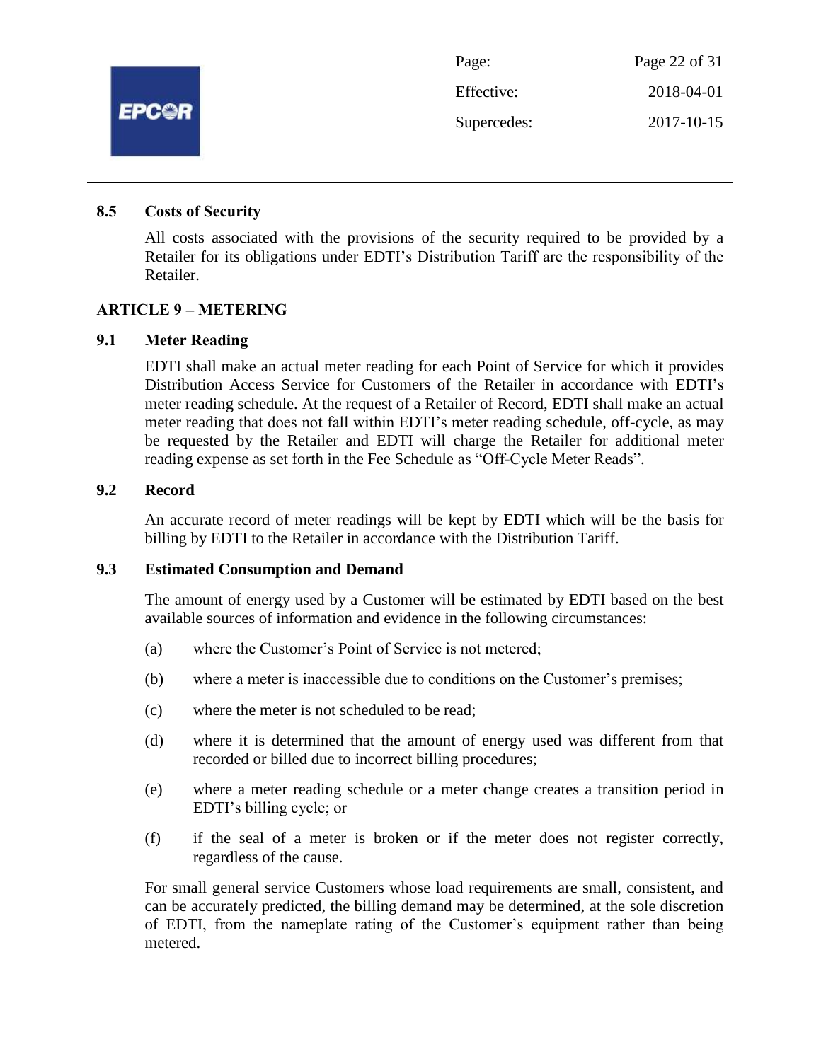### 8.5 Costs of Security

All costs associated with the provisions of the security required to be provided by a Retailer for its obligations under EDTI's Distribution Tariff are the responsibility of the Retailer.

## ARTICLE 9 – METERING

### 9.1 Meter Reading

EDTI shall make an actual meter reading for each Point of Service for which it provides Distribution Access Service for Customers of the Retailer in accordance with EDTI's meter reading schedule. At the request of a Retailer of Record, EDTI shall make an actual meter reading that does not fall within EDTI's meter reading schedule, off-cycle, as may be requested by the Retailer and EDTI will charge the Retailer for additional meter reading expense as set forth in the Fee Schedule as "Off-Cycle Meter Reads".

### 9.2 Record

An accurate record of meter readings will be kept by EDTI which will be the basis for billing by EDTI to the Retailer in accordance with the Distribution Tariff.

### 9.3 Estimated Consumption and Demand

The amount of energy used by a Customer will be estimated by EDTI based on the best available sources of information and evidence in the following circumstances:

(a) where the Customer's Point of Service is not metered;

(b) where a meter is inaccessible due to conditions on the Customer's premises;

(c) where the meter is not scheduled to be read;

(d) where it is determined that the amount of energy used was different from that recorded or billed due to incorrect billing procedures;

(e) where a meter reading schedule or a meter change creates a transition period in EDTI's billing cycle; or

(f) if the seal of a meter is broken or if the meter does not register correctly, regardless of the cause.

For small general service Customers whose load requirements are small, consistent, and can be accurately predicted, the billing demand may be determined, at the sole discretion of EDTI, from the nameplate rating of the Customer's equipment rather than being metered.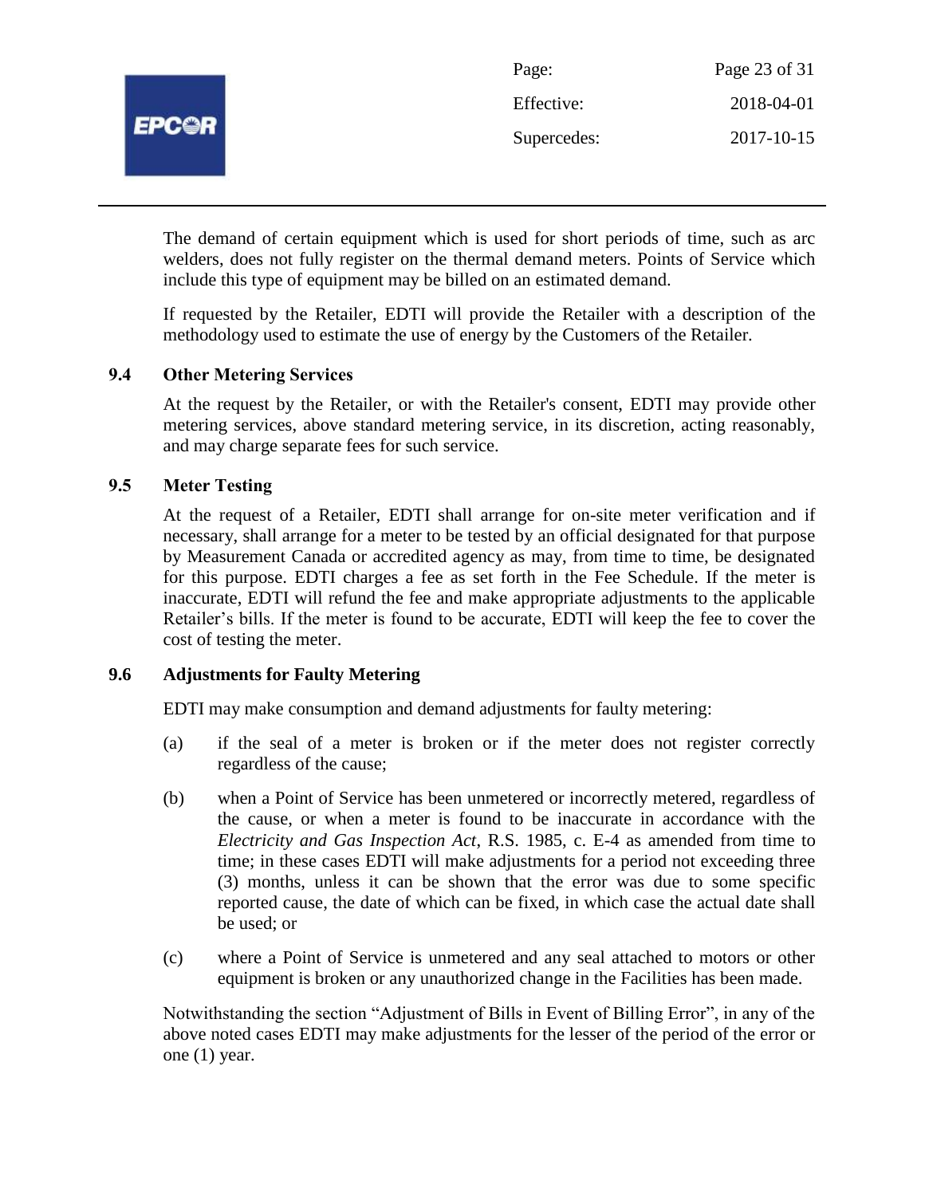The demand of certain equipment which is used for short periods of time, such as arc welders, does not fully register on the thermal demand meters. Points of Service which include this type of equipment may be billed on an estimated demand.

If requested by the Retailer, EDTI will provide the Retailer with a description of the methodology used to estimate the use of energy by the Customers of the Retailer.

### 9.4 Other Metering Services

At the request by the Retailer, or with the Retailer's consent, EDTI may provide other metering services, above standard metering service, in its discretion, acting reasonably, and may charge separate fees for such service.

### 9.5 Meter Testing

At the request of a Retailer, EDTI shall arrange for on-site meter verification and if necessary, shall arrange for a meter to be tested by an official designated for that purpose by Measurement Canada or accredited agency as may, from time to time, be designated for this purpose. EDTI charges a fee as set forth in the Fee Schedule. If the meter is inaccurate, EDTI will refund the fee and make appropriate adjustments to the applicable Retailer's bills. If the meter is found to be accurate, EDTI will keep the fee to cover the cost of testing the meter.

### 9.6 Adjustments for Faulty Metering

EDTI may make consumption and demand adjustments for faulty metering:

(a) if the seal of a meter is broken or if the meter does not register correctly regardless of the cause;

(b) when a Point of Service has been unmetered or incorrectly metered, regardless of the cause, or when a meter is found to be inaccurate in accordance with the *Electricity and Gas Inspection Act*, R.S. 1985, c. E-4 as amended from time to time; in these cases EDTI will make adjustments for a period not exceeding three (3) months, unless it can be shown that the error was due to some specific reported cause, the date of which can be fixed, in which case the actual date shall be used; or

(c) where a Point of Service is unmetered and any seal attached to motors or other equipment is broken or any unauthorized change in the Facilities has been made.

Notwithstanding the section "Adjustment of Bills in Event of Billing Error", in any of the above noted cases EDTI may make adjustments for the lesser of the period of the error or one (1) year.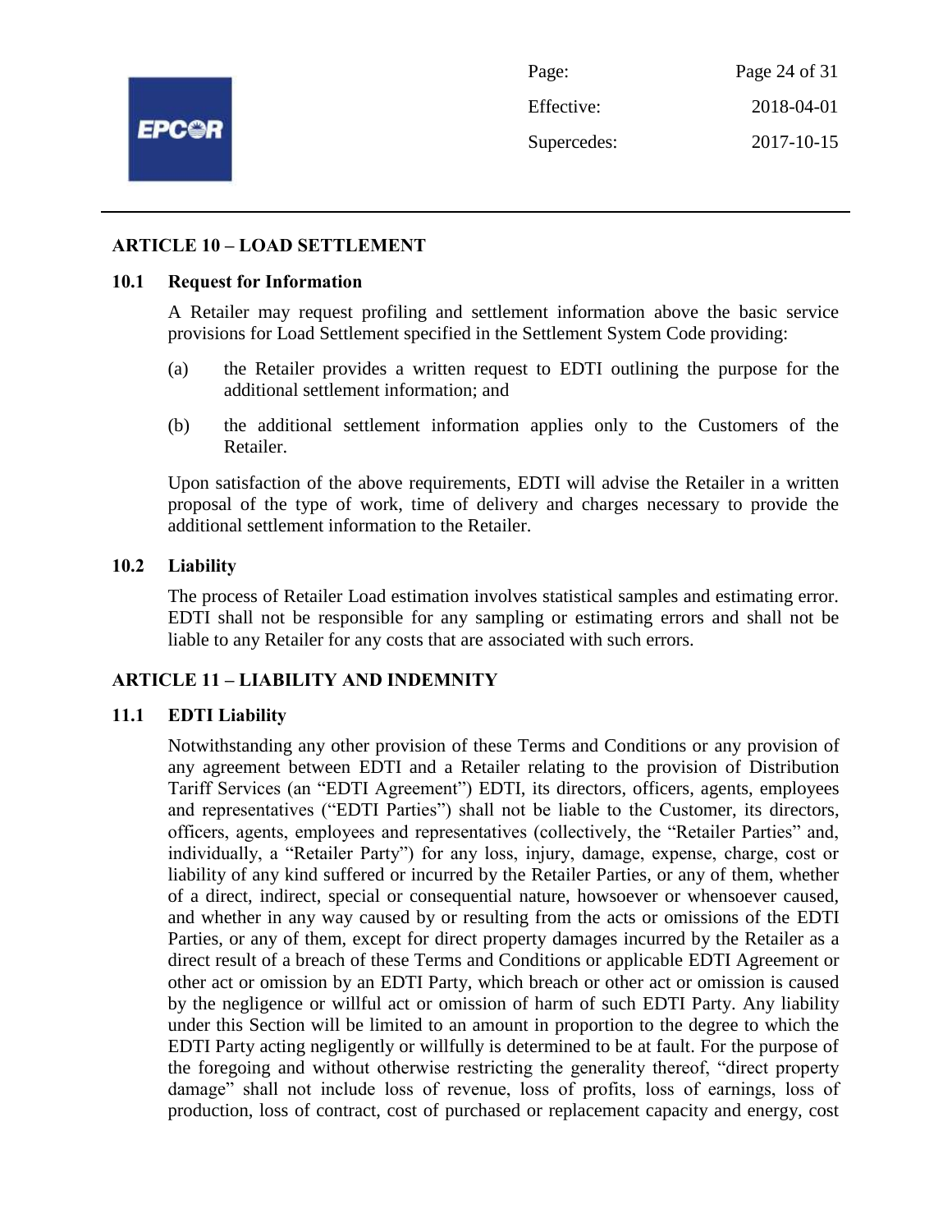## ARTICLE 10 – LOAD SETTLEMENT

### 10.1 Request for Information

A Retailer may request profiling and settlement information above the basic service provisions for Load Settlement specified in the Settlement System Code providing:

(a) the Retailer provides a written request to EDTI outlining the purpose for the additional settlement information; and

(b) the additional settlement information applies only to the Customers of the Retailer.

Upon satisfaction of the above requirements, EDTI will advise the Retailer in a written proposal of the type of work, time of delivery and charges necessary to provide the additional settlement information to the Retailer.

### 10.2 Liability

The process of Retailer Load estimation involves statistical samples and estimating error. EDTI shall not be responsible for any sampling or estimating errors and shall not be liable to any Retailer for any costs that are associated with such errors.

## ARTICLE 11 – LIABILITY AND INDEMNITY

### 11.1 EDTI Liability

Notwithstanding any other provision of these Terms and Conditions or any provision of any agreement between EDTI and a Retailer relating to the provision of Distribution Tariff Services (an "EDTI Agreement") EDTI, its directors, officers, agents, employees and representatives ("EDTI Parties") shall not be liable to the Customer, its directors, officers, agents, employees and representatives (collectively, the "Retailer Parties" and, individually, a "Retailer Party") for any loss, injury, damage, expense, charge, cost or liability of any kind suffered or incurred by the Retailer Parties, or any of them, whether of a direct, indirect, special or consequential nature, howsoever or whensoever caused, and whether in any way caused by or resulting from the acts or omissions of the EDTI Parties, or any of them, except for direct property damages incurred by the Retailer as a direct result of a breach of these Terms and Conditions or applicable EDTI Agreement or other act or omission by an EDTI Party, which breach or other act or omission is caused by the negligence or willful act or omission of harm of such EDTI Party. Any liability under this Section will be limited to an amount in proportion to the degree to which the EDTI Party acting negligently or willfully is determined to be at fault. For the purpose of the foregoing and without otherwise restricting the generality thereof, "direct property damage" shall not include loss of revenue, loss of profits, loss of earnings, loss of production, loss of contract, cost of purchased or replacement capacity and energy, cost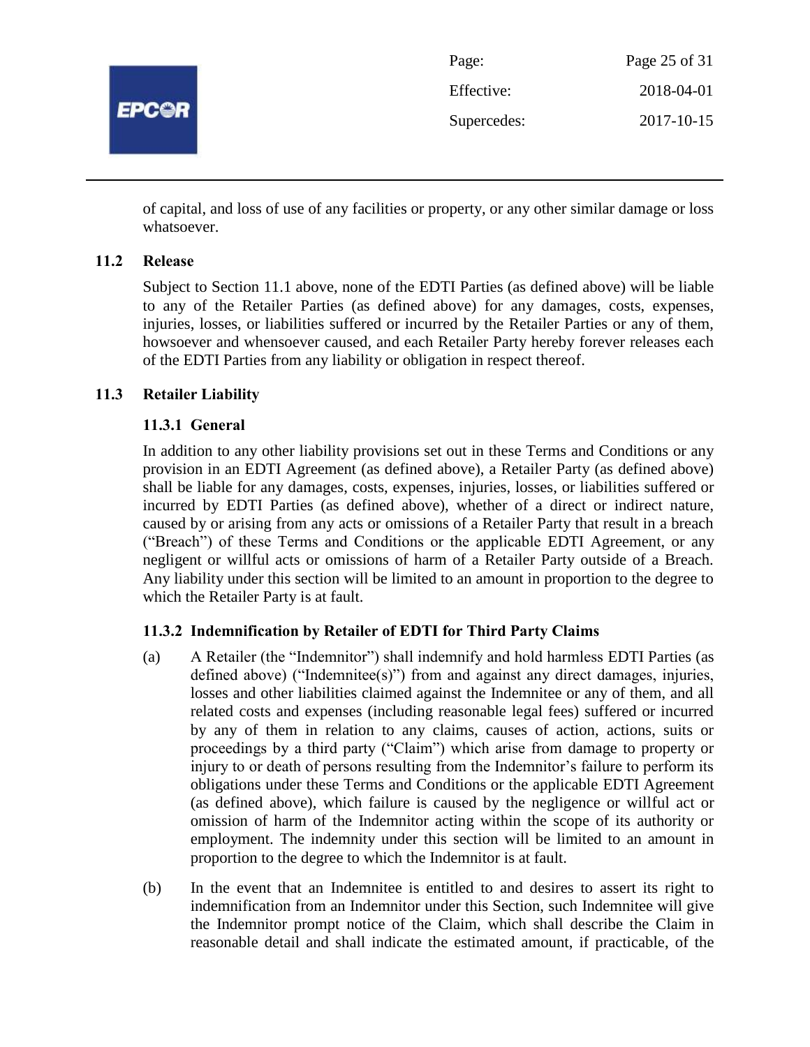of capital, and loss of use of any facilities or property, or any other similar damage or loss whatsoever.

### 11.2 Release

Subject to Section 11.1 above, none of the EDTI Parties (as defined above) will be liable to any of the Retailer Parties (as defined above) for any damages, costs, expenses, injuries, losses, or liabilities suffered or incurred by the Retailer Parties or any of them, howsoever and whensoever caused, and each Retailer Party hereby forever releases each of the EDTI Parties from any liability or obligation in respect thereof.

### 11.3 Retailer Liability

#### 11.3.1 General

In addition to any other liability provisions set out in these Terms and Conditions or any provision in an EDTI Agreement (as defined above), a Retailer Party (as defined above) shall be liable for any damages, costs, expenses, injuries, losses, or liabilities suffered or incurred by EDTI Parties (as defined above), whether of a direct or indirect nature, caused by or arising from any acts or omissions of a Retailer Party that result in a breach ("Breach") of these Terms and Conditions or the applicable EDTI Agreement, or any negligent or willful acts or omissions of harm of a Retailer Party outside of a Breach. Any liability under this section will be limited to an amount in proportion to the degree to which the Retailer Party is at fault.

#### 11.3.2 Indemnification by Retailer of EDTI for Third Party Claims

(a) A Retailer (the "Indemnitor") shall indemnify and hold harmless EDTI Parties (as defined above) ("Indemnitee(s)") from and against any direct damages, injuries, losses and other liabilities claimed against the Indemnitee or any of them, and all related costs and expenses (including reasonable legal fees) suffered or incurred by any of them in relation to any claims, causes of action, actions, suits or proceedings by a third party ("Claim") which arise from damage to property or injury to or death of persons resulting from the Indemnitor's failure to perform its obligations under these Terms and Conditions or the applicable EDTI Agreement (as defined above), which failure is caused by the negligence or willful act or omission of harm of the Indemnitor acting within the scope of its authority or employment. The indemnity under this section will be limited to an amount in proportion to the degree to which the Indemnitor is at fault.

(b) In the event that an Indemnitee is entitled to and desires to assert its right to indemnification from an Indemnitor under this Section, such Indemnitee will give the Indemnitor prompt notice of the Claim, which shall describe the Claim in reasonable detail and shall indicate the estimated amount, if practicable, of the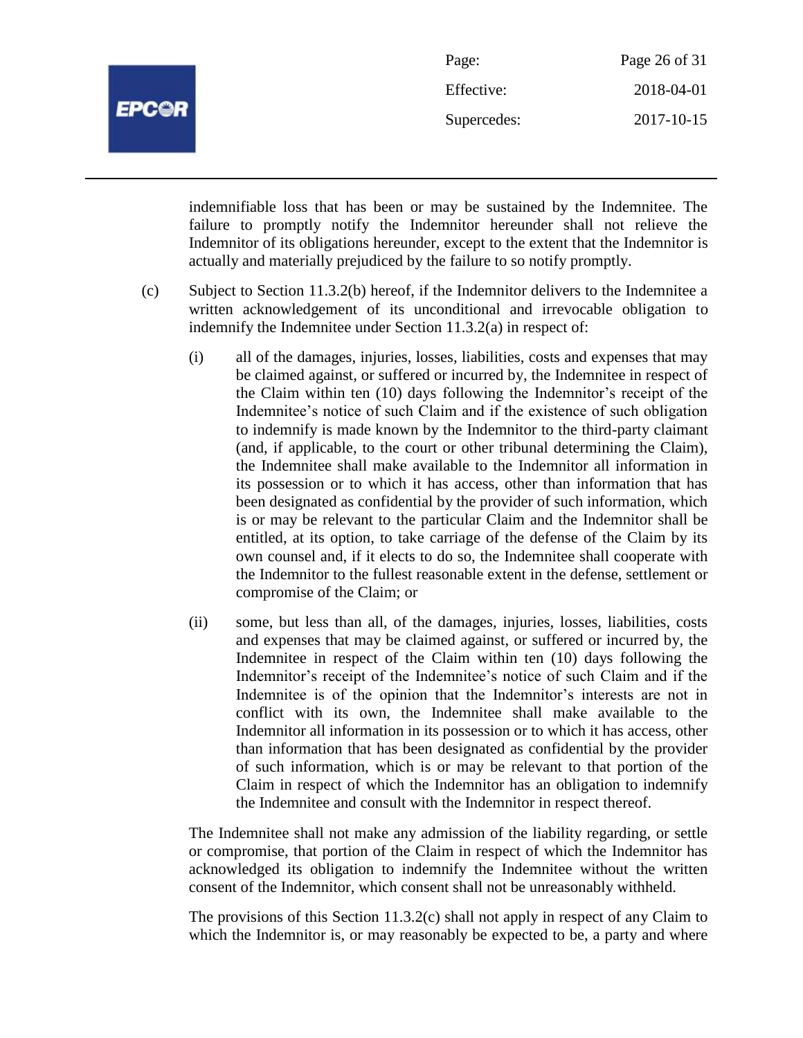indemnifiable loss that has been or may be sustained by the Indemnitee. The failure to promptly notify the Indemnitor hereunder shall not relieve the Indemnitor of its obligations hereunder, except to the extent that the Indemnitor is actually and materially prejudiced by the failure to so notify promptly.

(c) Subject to Section 11.3.2(b) hereof, if the Indemnitor delivers to the Indemnitee a written acknowledgement of its unconditional and irrevocable obligation to indemnify the Indemnitee under Section 11.3.2(a) in respect of:

(i) all of the damages, injuries, losses, liabilities, costs and expenses that may be claimed against, or suffered or incurred by, the Indemnitee in respect of the Claim within ten (10) days following the Indemnitor's receipt of the Indemnitee's notice of such Claim and if the existence of such obligation to indemnify is made known by the Indemnitor to the third-party claimant (and, if applicable, to the court or other tribunal determining the Claim), the Indemnitee shall make available to the Indemnitor all information in its possession or to which it has access, other than information that has been designated as confidential by the provider of such information, which is or may be relevant to the particular Claim and the Indemnitor shall be entitled, at its option, to take carriage of the defense of the Claim by its own counsel and, if it elects to do so, the Indemnitee shall cooperate with the Indemnitor to the fullest reasonable extent in the defense, settlement or compromise of the Claim; or

(ii) some, but less than all, of the damages, injuries, losses, liabilities, costs and expenses that may be claimed against, or suffered or incurred by, the Indemnitee in respect of the Claim within ten (10) days following the Indemnitor's receipt of the Indemnitee's notice of such Claim and if the Indemnitee is of the opinion that the Indemnitor's interests are not in conflict with its own, the Indemnitee shall make available to the Indemnitor all information in its possession or to which it has access, other than information that has been designated as confidential by the provider of such information, which is or may be relevant to that portion of the Claim in respect of which the Indemnitor has an obligation to indemnify the Indemnitee and consult with the Indemnitor in respect thereof.

The Indemnitee shall not make any admission of the liability regarding, or settle or compromise, that portion of the Claim in respect of which the Indemnitor has acknowledged its obligation to indemnify the Indemnitee without the written consent of the Indemnitor, which consent shall not be unreasonably withheld.

The provisions of this Section 11.3.2(c) shall not apply in respect of any Claim to which the Indemnitor is, or may reasonably be expected to be, a party and where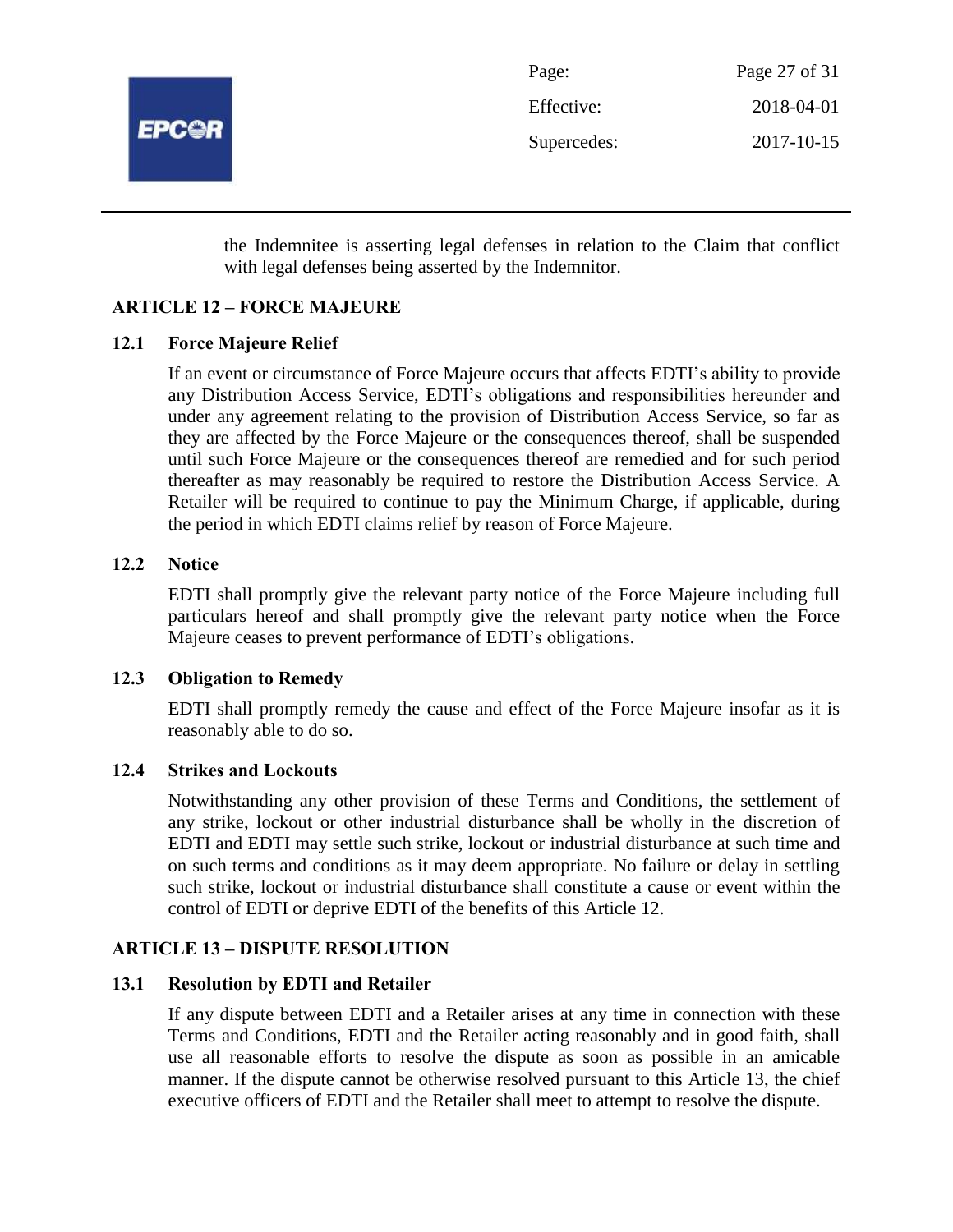the Indemnitee is asserting legal defenses in relation to the Claim that conflict with legal defenses being asserted by the Indemnitor.

## ARTICLE 12 – FORCE MAJEURE

### 12.1 Force Majeure Relief

If an event or circumstance of Force Majeure occurs that affects EDTI's ability to provide any Distribution Access Service, EDTI's obligations and responsibilities hereunder and under any agreement relating to the provision of Distribution Access Service, so far as they are affected by the Force Majeure or the consequences thereof, shall be suspended until such Force Majeure or the consequences thereof are remedied and for such period thereafter as may reasonably be required to restore the Distribution Access Service. A Retailer will be required to continue to pay the Minimum Charge, if applicable, during the period in which EDTI claims relief by reason of Force Majeure.

### 12.2 Notice

EDTI shall promptly give the relevant party notice of the Force Majeure including full particulars hereof and shall promptly give the relevant party notice when the Force Majeure ceases to prevent performance of EDTI's obligations.

### 12.3 Obligation to Remedy

EDTI shall promptly remedy the cause and effect of the Force Majeure insofar as it is reasonably able to do so.

### 12.4 Strikes and Lockouts

Notwithstanding any other provision of these Terms and Conditions, the settlement of any strike, lockout or other industrial disturbance shall be wholly in the discretion of EDTI and EDTI may settle such strike, lockout or industrial disturbance at such time and on such terms and conditions as it may deem appropriate. No failure or delay in settling such strike, lockout or industrial disturbance shall constitute a cause or event within the control of EDTI or deprive EDTI of the benefits of this Article 12.

## ARTICLE 13 – DISPUTE RESOLUTION

### 13.1 Resolution by EDTI and Retailer

If any dispute between EDTI and a Retailer arises at any time in connection with these Terms and Conditions, EDTI and the Retailer acting reasonably and in good faith, shall use all reasonable efforts to resolve the dispute as soon as possible in an amicable manner. If the dispute cannot be otherwise resolved pursuant to this Article 13, the chief executive officers of EDTI and the Retailer shall meet to attempt to resolve the dispute.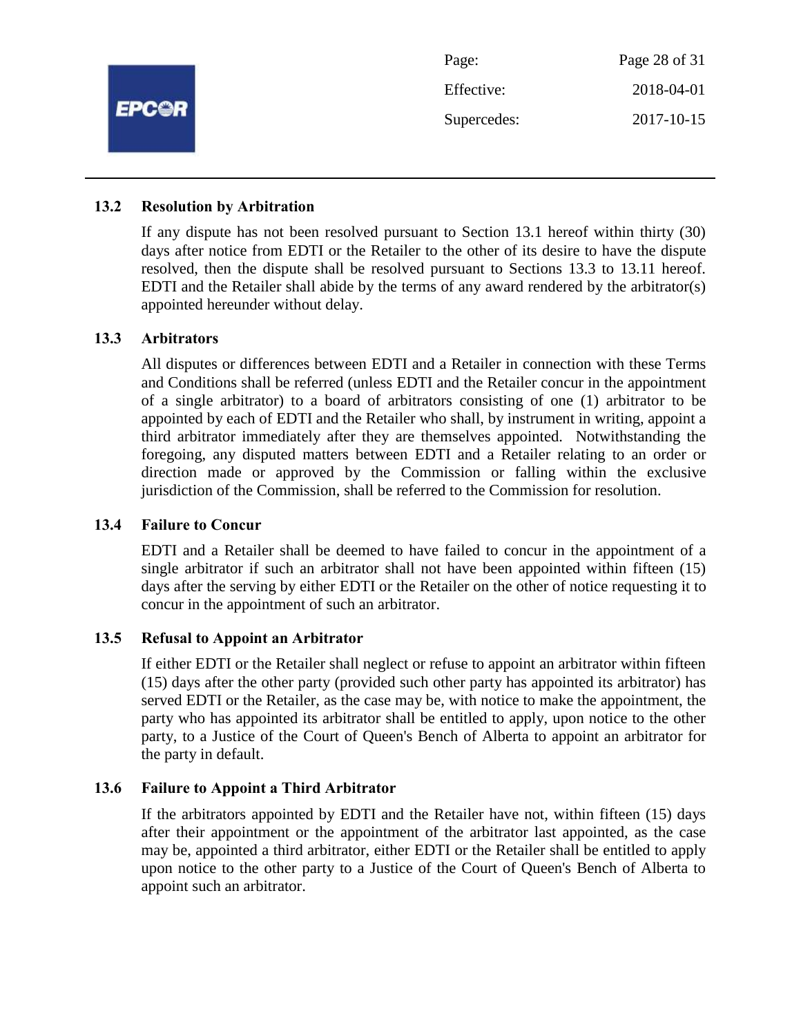### 13.2 Resolution by Arbitration

If any dispute has not been resolved pursuant to Section 13.1 hereof within thirty (30) days after notice from EDTI or the Retailer to the other of its desire to have the dispute resolved, then the dispute shall be resolved pursuant to Sections 13.3 to 13.11 hereof. EDTI and the Retailer shall abide by the terms of any award rendered by the arbitrator(s) appointed hereunder without delay.

### 13.3 Arbitrators

All disputes or differences between EDTI and a Retailer in connection with these Terms and Conditions shall be referred (unless EDTI and the Retailer concur in the appointment of a single arbitrator) to a board of arbitrators consisting of one (1) arbitrator to be appointed by each of EDTI and the Retailer who shall, by instrument in writing, appoint a third arbitrator immediately after they are themselves appointed. Notwithstanding the foregoing, any disputed matters between EDTI and a Retailer relating to an order or direction made or approved by the Commission or falling within the exclusive jurisdiction of the Commission, shall be referred to the Commission for resolution.

### 13.4 Failure to Concur

EDTI and a Retailer shall be deemed to have failed to concur in the appointment of a single arbitrator if such an arbitrator shall not have been appointed within fifteen (15) days after the serving by either EDTI or the Retailer on the other of notice requesting it to concur in the appointment of such an arbitrator.

### 13.5 Refusal to Appoint an Arbitrator

If either EDTI or the Retailer shall neglect or refuse to appoint an arbitrator within fifteen (15) days after the other party (provided such other party has appointed its arbitrator) has served EDTI or the Retailer, as the case may be, with notice to make the appointment, the party who has appointed its arbitrator shall be entitled to apply, upon notice to the other party, to a Justice of the Court of Queen's Bench of Alberta to appoint an arbitrator for the party in default.

### 13.6 Failure to Appoint a Third Arbitrator

If the arbitrators appointed by EDTI and the Retailer have not, within fifteen (15) days after their appointment or the appointment of the arbitrator last appointed, as the case may be, appointed a third arbitrator, either EDTI or the Retailer shall be entitled to apply upon notice to the other party to a Justice of the Court of Queen's Bench of Alberta to appoint such an arbitrator.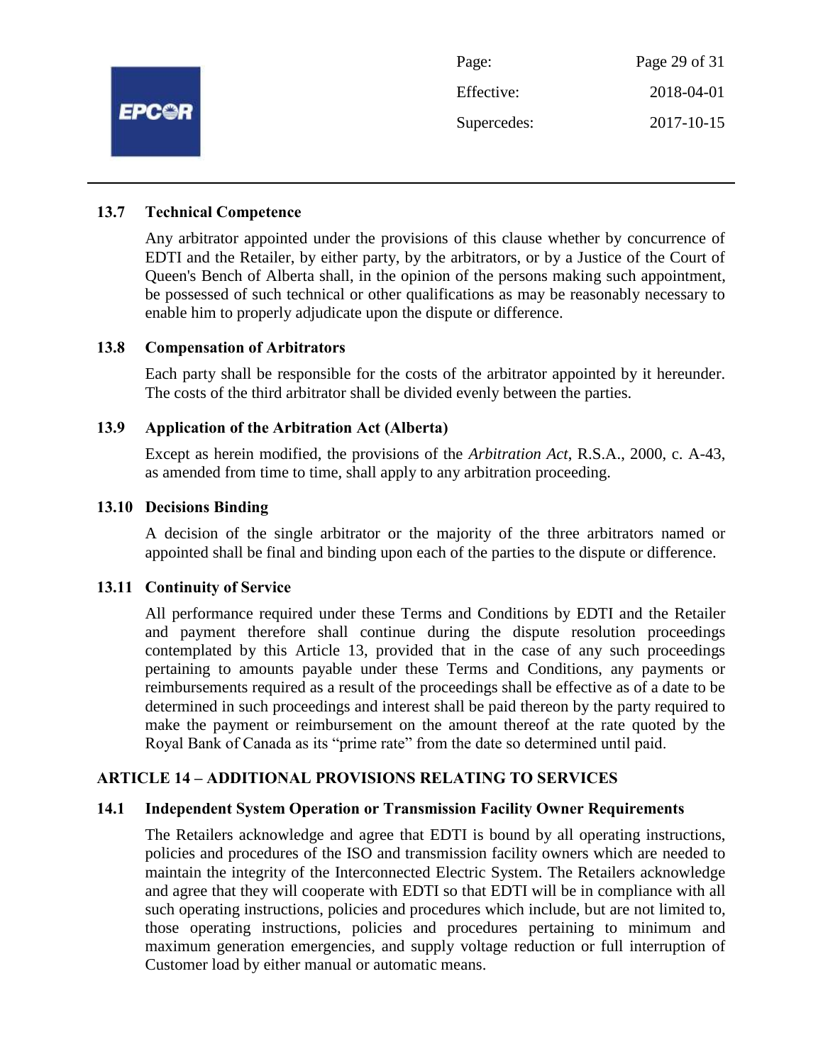### 13.7 Technical Competence

Any arbitrator appointed under the provisions of this clause whether by concurrence of EDTI and the Retailer, by either party, by the arbitrators, or by a Justice of the Court of Queen's Bench of Alberta shall, in the opinion of the persons making such appointment, be possessed of such technical or other qualifications as may be reasonably necessary to enable him to properly adjudicate upon the dispute or difference.

### 13.8 Compensation of Arbitrators

Each party shall be responsible for the costs of the arbitrator appointed by it hereunder. The costs of the third arbitrator shall be divided evenly between the parties.

### 13.9 Application of the Arbitration Act (Alberta)

Except as herein modified, the provisions of the *Arbitration Act*, R.S.A., 2000, c. A-43, as amended from time to time, shall apply to any arbitration proceeding.

### 13.10 Decisions Binding

A decision of the single arbitrator or the majority of the three arbitrators named or appointed shall be final and binding upon each of the parties to the dispute or difference.

### 13.11 Continuity of Service

All performance required under these Terms and Conditions by EDTI and the Retailer and payment therefore shall continue during the dispute resolution proceedings contemplated by this Article 13, provided that in the case of any such proceedings pertaining to amounts payable under these Terms and Conditions, any payments or reimbursements required as a result of the proceedings shall be effective as of a date to be determined in such proceedings and interest shall be paid thereon by the party required to make the payment or reimbursement on the amount thereof at the rate quoted by the Royal Bank of Canada as its "prime rate" from the date so determined until paid.

## ARTICLE 14 – ADDITIONAL PROVISIONS RELATING TO SERVICES

### 14.1 Independent System Operation or Transmission Facility Owner Requirements

The Retailers acknowledge and agree that EDTI is bound by all operating instructions, policies and procedures of the ISO and transmission facility owners which are needed to maintain the integrity of the Interconnected Electric System. The Retailers acknowledge and agree that they will cooperate with EDTI so that EDTI will be in compliance with all such operating instructions, policies and procedures which include, but are not limited to, those operating instructions, policies and procedures pertaining to minimum and maximum generation emergencies, and supply voltage reduction or full interruption of Customer load by either manual or automatic means.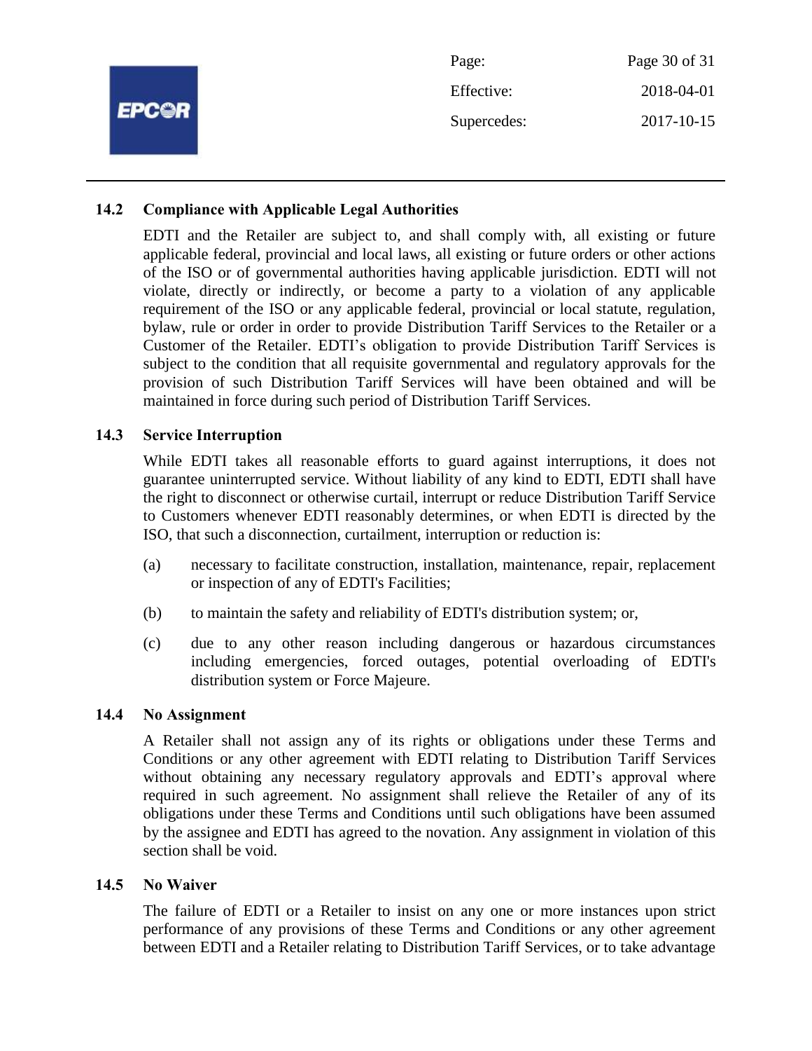### 14.2 Compliance with Applicable Legal Authorities

EDTI and the Retailer are subject to, and shall comply with, all existing or future applicable federal, provincial and local laws, all existing or future orders or other actions of the ISO or of governmental authorities having applicable jurisdiction. EDTI will not violate, directly or indirectly, or become a party to a violation of any applicable requirement of the ISO or any applicable federal, provincial or local statute, regulation, bylaw, rule or order in order to provide Distribution Tariff Services to the Retailer or a Customer of the Retailer. EDTI's obligation to provide Distribution Tariff Services is subject to the condition that all requisite governmental and regulatory approvals for the provision of such Distribution Tariff Services will have been obtained and will be maintained in force during such period of Distribution Tariff Services.

### 14.3 Service Interruption

While EDTI takes all reasonable efforts to guard against interruptions, it does not guarantee uninterrupted service. Without liability of any kind to EDTI, EDTI shall have the right to disconnect or otherwise curtail, interrupt or reduce Distribution Tariff Service to Customers whenever EDTI reasonably determines, or when EDTI is directed by the ISO, that such a disconnection, curtailment, interruption or reduction is:

(a) necessary to facilitate construction, installation, maintenance, repair, replacement or inspection of any of EDTI's Facilities;

(b) to maintain the safety and reliability of EDTI's distribution system; or,

(c) due to any other reason including dangerous or hazardous circumstances including emergencies, forced outages, potential overloading of EDTI's distribution system or Force Majeure.

### 14.4 No Assignment

A Retailer shall not assign any of its rights or obligations under these Terms and Conditions or any other agreement with EDTI relating to Distribution Tariff Services without obtaining any necessary regulatory approvals and EDTI's approval where required in such agreement. No assignment shall relieve the Retailer of any of its obligations under these Terms and Conditions until such obligations have been assumed by the assignee and EDTI has agreed to the novation. Any assignment in violation of this section shall be void.

### 14.5 No Waiver

The failure of EDTI or a Retailer to insist on any one or more instances upon strict performance of any provisions of these Terms and Conditions or any other agreement between EDTI and a Retailer relating to Distribution Tariff Services, or to take advantage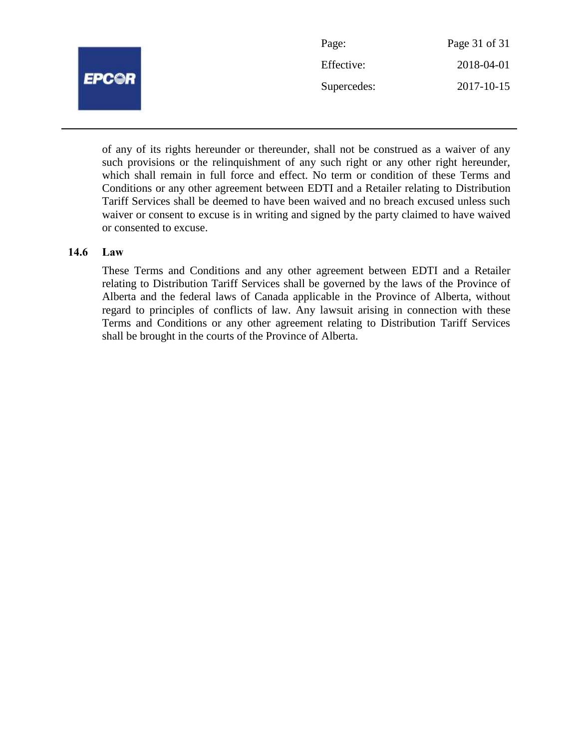of any of its rights hereunder or thereunder, shall not be construed as a waiver of any such provisions or the relinquishment of any such right or any other right hereunder, which shall remain in full force and effect. No term or condition of these Terms and Conditions or any other agreement between EDTI and a Retailer relating to Distribution Tariff Services shall be deemed to have been waived and no breach excused unless such waiver or consent to excuse is in writing and signed by the party claimed to have waived or consented to excuse.

### 14.6 Law

These Terms and Conditions and any other agreement between EDTI and a Retailer relating to Distribution Tariff Services shall be governed by the laws of the Province of Alberta and the federal laws of Canada applicable in the Province of Alberta, without regard to principles of conflicts of law. Any lawsuit arising in connection with these Terms and Conditions or any other agreement relating to Distribution Tariff Services shall be brought in the courts of the Province of Alberta.